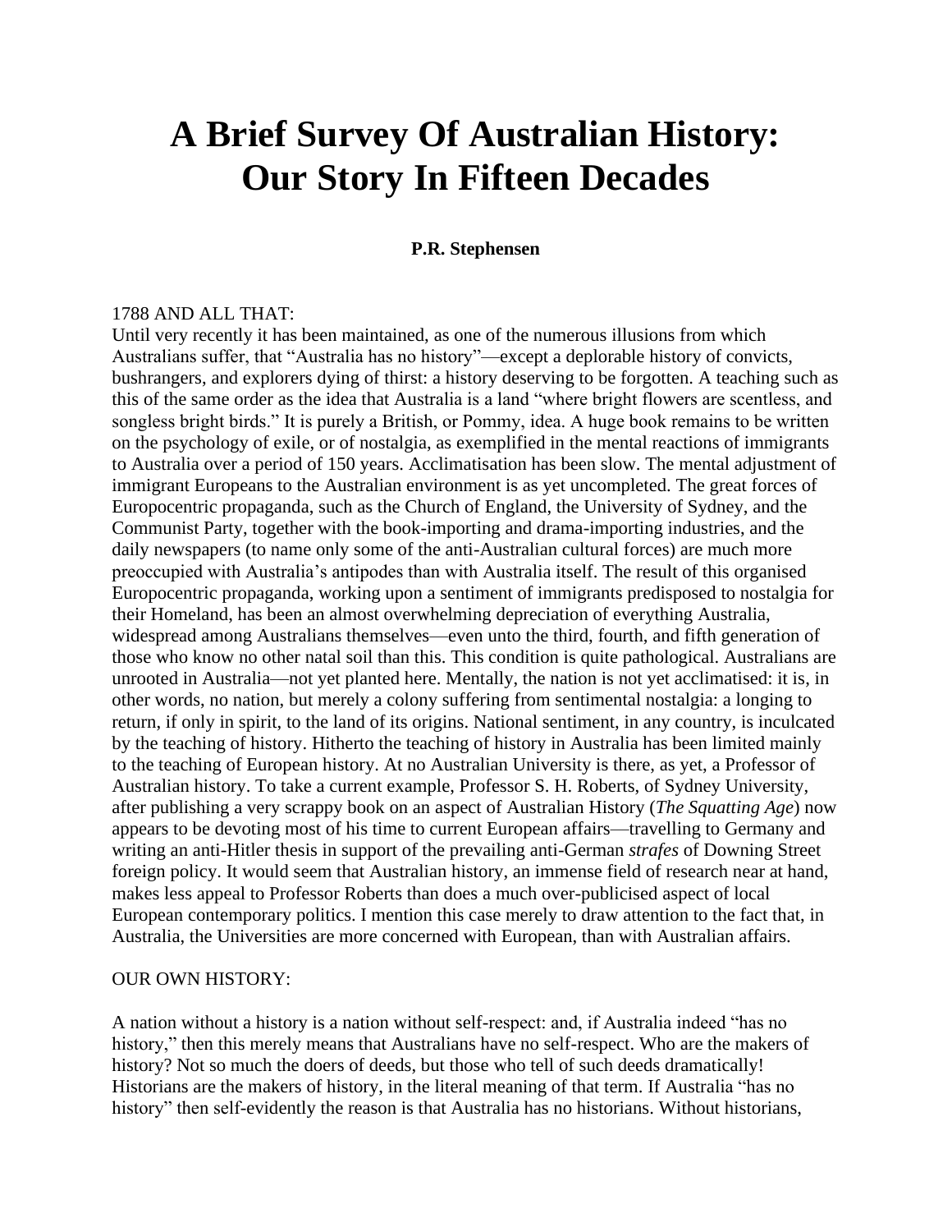# A Brief Survey Of Australian History: Our Story In Fifteen Decades

**P.R. Stephensen**

1788 AND ALL THAT:

Until very recently it has been maintained, as one of the numerous illusions from which Australians suffer, that "Australia has no history"—except a deplorable history of convicts, bushrangers, and explorers dying of thirst: a history deserving to be forgotten. A teaching such as this of the same order as the idea that Australia is a land "where bright flowers are scentless, and songless bright birds." It is purely a British, or Pommy, idea. A huge book remains to be written on the psychology of exile, or of nostalgia, as exemplified in the mental reactions of immigrants to Australia over a period of 150 years. Acclimatisation has been slow. The mental adjustment of immigrant Europeans to the Australian environment is as yet uncompleted. The great forces of Europocentric propaganda, such as the Church of England, the University of Sydney, and the Communist Party, together with the book-importing and drama-importing industries, and the daily newspapers (to name only some of the anti-Australian cultural forces) are much more preoccupied with Australia's antipodes than with Australia itself. The result of this organised Europocentric propaganda, working upon a sentiment of immigrants predisposed to nostalgia for their Homeland, has been an almost overwhelming depreciation of everything Australia, widespread among Australians themselves—even unto the third, fourth, and fifth generation of those who know no other natal soil than this. This condition is quite pathological. Australians are unrooted in Australia—not yet planted here. Mentally, the nation is not yet acclimatised: it is, in other words, no nation, but merely a colony suffering from sentimental nostalgia: a longing to return, if only in spirit, to the land of its origins. National sentiment, in any country, is inculcated by the teaching of history. Hitherto the teaching of history in Australia has been limited mainly to the teaching of European history. At no Australian University is there, as yet, a Professor of Australian history. To take a current example, Professor S. H. Roberts, of Sydney University, after publishing a very scrappy book on an aspect of Australian History (*The Squatting Age*) now appears to be devoting most of his time to current European affairs—travelling to Germany and writing an anti-Hitler thesis in support of the prevailing anti-German *strafes* of Downing Street foreign policy. It would seem that Australian history, an immense field of research near at hand, makes less appeal to Professor Roberts than does a much over-publicised aspect of local European contemporary politics. I mention this case merely to draw attention to the fact that, in Australia, the Universities are more concerned with European, than with Australian affairs.

OUR OWN HISTORY:

A nation without a history is a nation without self-respect: and, if Australia indeed "has no history," then this merely means that Australians have no self-respect. Who are the makers of history? Not so much the doers of deeds, but those who tell of such deeds dramatically! Historians are the makers of history, in the literal meaning of that term. If Australia "has no history" then self-evidently the reason is that Australia has no historians. Without historians,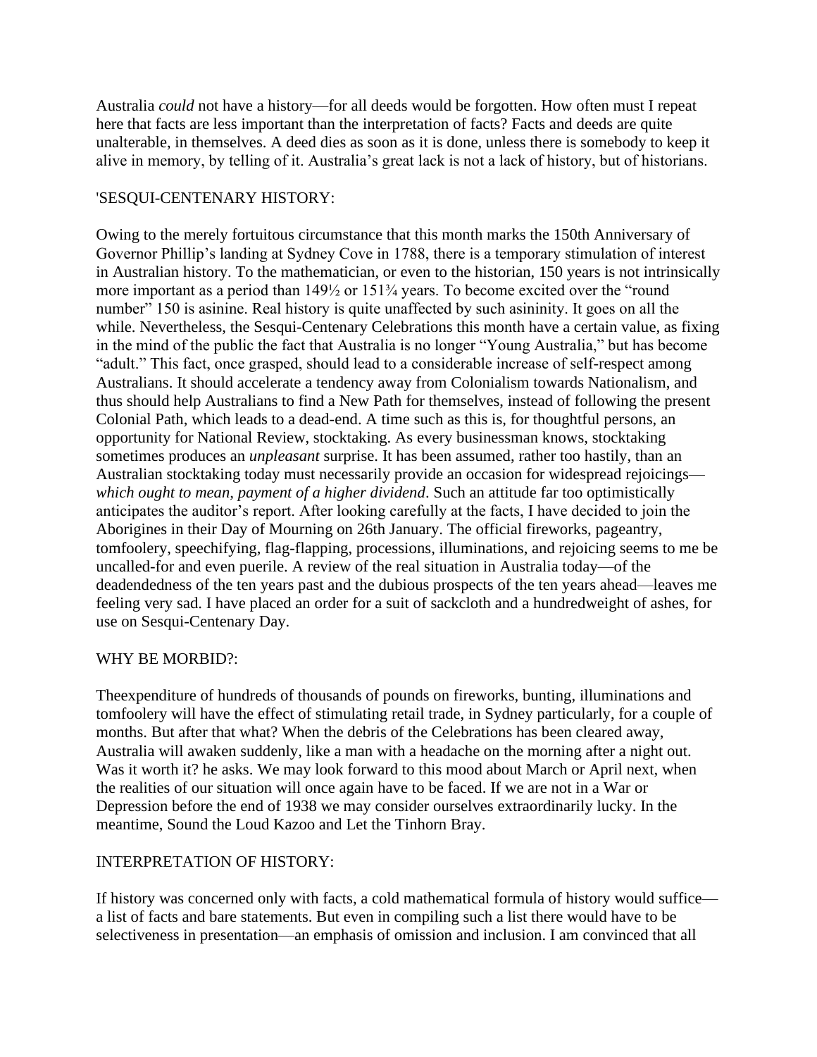Australia *could* not have a history—for all deeds would be forgotten. How often must I repeat here that facts are less important than the interpretation of facts? Facts and deeds are quite unalterable, in themselves. A deed dies as soon as it is done, unless there is somebody to keep it alive in memory, by telling of it. Australia's great lack is not a lack of history, but of historians.

'SESQUI-CENTENARY HISTORY:

Owing to the merely fortuitous circumstance that this month marks the 150th Anniversary of Governor Phillip's landing at Sydney Cove in 1788, there is a temporary stimulation of interest in Australian history. To the mathematician, or even to the historian, 150 years is not intrinsically more important as a period than 149½ or 151¾ years. To become excited over the "round number" 150 is asinine. Real history is quite unaffected by such asininity. It goes on all the while. Nevertheless, the Sesqui-Centenary Celebrations this month have a certain value, as fixing in the mind of the public the fact that Australia is no longer "Young Australia," but has become "adult." This fact, once grasped, should lead to a considerable increase of self-respect among Australians. It should accelerate a tendency away from Colonialism towards Nationalism, and thus should help Australians to find a New Path for themselves, instead of following the present Colonial Path, which leads to a dead-end. A time such as this is, for thoughtful persons, an opportunity for National Review, stocktaking. As every businessman knows, stocktaking sometimes produces an *unpleasant* surprise. It has been assumed, rather too hastily, than an Australian stocktaking today must necessarily provide an occasion for widespread rejoicings—*which ought to mean, payment of a higher dividend*. Such an attitude far too optimistically anticipates the auditor's report. After looking carefully at the facts, I have decided to join the Aborigines in their Day of Mourning on 26th January. The official fireworks, pageantry, tomfoolery, speechifying, flag-flapping, processions, illuminations, and rejoicing seems to me be uncalled-for and even puerile. A review of the real situation in Australia today—of the deadendedness of the ten years past and the dubious prospects of the ten years ahead—leaves me feeling very sad. I have placed an order for a suit of sackcloth and a hundredweight of ashes, for use on Sesqui-Centenary Day.

WHY BE MORBID?:

Theexpenditure of hundreds of thousands of pounds on fireworks, bunting, illuminations and tomfoolery will have the effect of stimulating retail trade, in Sydney particularly, for a couple of months. But after that what? When the debris of the Celebrations has been cleared away, Australia will awaken suddenly, like a man with a headache on the morning after a night out. Was it worth it? he asks. We may look forward to this mood about March or April next, when the realities of our situation will once again have to be faced. If we are not in a War or Depression before the end of 1938 we may consider ourselves extraordinarily lucky. In the meantime, Sound the Loud Kazoo and Let the Tinhorn Bray.

INTERPRETATION OF HISTORY:

If history was concerned only with facts, a cold mathematical formula of history would suffice—a list of facts and bare statements. But even in compiling such a list there would have to be selectiveness in presentation—an emphasis of omission and inclusion. I am convinced that all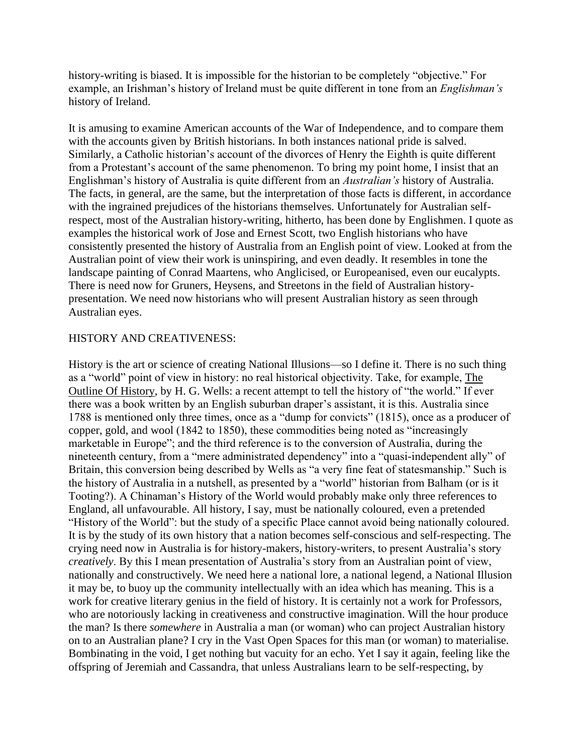history-writing is biased. It is impossible for the historian to be completely "objective." For example, an Irishman's history of Ireland must be quite different in tone from an *Englishman's* history of Ireland.

It is amusing to examine American accounts of the War of Independence, and to compare them with the accounts given by British historians. In both instances national pride is salved. Similarly, a Catholic historian's account of the divorces of Henry the Eighth is quite different from a Protestant's account of the same phenomenon. To bring my point home, I insist that an Englishman's history of Australia is quite different from an *Australian's* history of Australia. The facts, in general, are the same, but the interpretation of those facts is different, in accordance with the ingrained prejudices of the historians themselves. Unfortunately for Australian self-respect, most of the Australian history-writing, hitherto, has been done by Englishmen. I quote as examples the historical work of Jose and Ernest Scott, two English historians who have consistently presented the history of Australia from an English point of view. Looked at from the Australian point of view their work is uninspiring, and even deadly. It resembles in tone the landscape painting of Conrad Maartens, who Anglicised, or Europeanised, even our eucalypts. There is need now for Gruners, Heysens, and Streetons in the field of Australian history-presentation. We need now historians who will present Australian history as seen through Australian eyes.

HISTORY AND CREATIVENESS:

History is the art or science of creating National Illusions—so I define it. There is no such thing as a "world" point of view in history: no real historical objectivity. Take, for example, The Outline Of History, by H. G. Wells: a recent attempt to tell the history of "the world." If ever there was a book written by an English suburban draper's assistant, it is this. Australia since 1788 is mentioned only three times, once as a "dump for convicts" (1815), once as a producer of copper, gold, and wool (1842 to 1850), these commodities being noted as "increasingly marketable in Europe"; and the third reference is to the conversion of Australia, during the nineteenth century, from a "mere administrated dependency" into a "quasi-independent ally" of Britain, this conversion being described by Wells as "a very fine feat of statesmanship." Such is the history of Australia in a nutshell, as presented by a "world" historian from Balham (or is it Tooting?). A Chinaman's History of the World would probably make only three references to England, all unfavourable. All history, I say, must be nationally coloured, even a pretended "History of the World": but the study of a specific Place cannot avoid being nationally coloured. It is by the study of its own history that a nation becomes self-conscious and self-respecting. The crying need now in Australia is for history-makers, history-writers, to present Australia's story *creatively*. By this I mean presentation of Australia's story from an Australian point of view, nationally and constructively. We need here a national lore, a national legend, a National Illusion it may be, to buoy up the community intellectually with an idea which has meaning. This is a work for creative literary genius in the field of history. It is certainly not a work for Professors, who are notoriously lacking in creativeness and constructive imagination. Will the hour produce the man? Is there *somewhere* in Australia a man (or woman) who can project Australian history on to an Australian plane? I cry in the Vast Open Spaces for this man (or woman) to materialise. Bombinating in the void, I get nothing but vacuity for an echo. Yet I say it again, feeling like the offspring of Jeremiah and Cassandra, that unless Australians learn to be self-respecting, by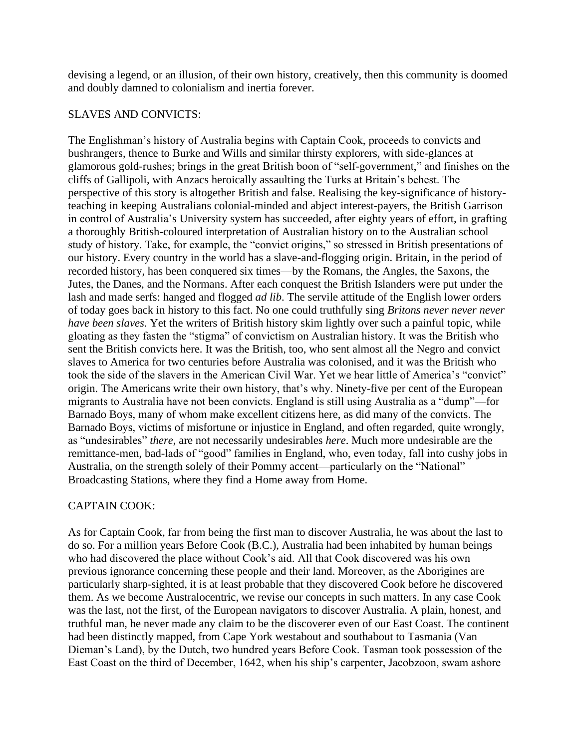devising a legend, or an illusion, of their own history, creatively, then this community is doomed and doubly damned to colonialism and inertia forever.

## SLAVES AND CONVICTS:

The Englishman's history of Australia begins with Captain Cook, proceeds to convicts and bushrangers, thence to Burke and Wills and similar thirsty explorers, with side-glances at glamorous gold-rushes; brings in the great British boon of "self-government," and finishes on the cliffs of Gallipoli, with Anzacs heroically assaulting the Turks at Britain's behest. The perspective of this story is altogether British and false. Realising the key-significance of history-teaching in keeping Australians colonial-minded and abject interest-payers, the British Garrison in control of Australia's University system has succeeded, after eighty years of effort, in grafting a thoroughly British-coloured interpretation of Australian history on to the Australian school study of history. Take, for example, the "convict origins," so stressed in British presentations of our history. Every country in the world has a slave-and-flogging origin. Britain, in the period of recorded history, has been conquered six times—by the Romans, the Angles, the Saxons, the Jutes, the Danes, and the Normans. After each conquest the British Islanders were put under the lash and made serfs: hanged and flogged *ad lib*. The servile attitude of the English lower orders of today goes back in history to this fact. No one could truthfully sing *Britons never never never have been slaves*. Yet the writers of British history skim lightly over such a painful topic, while gloating as they fasten the "stigma" of convictism on Australian history. It was the British who sent the British convicts here. It was the British, too, who sent almost all the Negro and convict slaves to America for two centuries before Australia was colonised, and it was the British who took the side of the slavers in the American Civil War. Yet we hear little of America's "convict" origin. The Americans write their own history, that's why. Ninety-five per cent of the European migrants to Australia have not been convicts. England is still using Australia as a "dump"—for Barnado Boys, many of whom make excellent citizens here, as did many of the convicts. The Barnado Boys, victims of misfortune or injustice in England, and often regarded, quite wrongly, as "undesirables" *there*, are not necessarily undesirables *here*. Much more undesirable are the remittance-men, bad-lads of "good" families in England, who, even today, fall into cushy jobs in Australia, on the strength solely of their Pommy accent—particularly on the "National" Broadcasting Stations, where they find a Home away from Home.

## CAPTAIN COOK:

As for Captain Cook, far from being the first man to discover Australia, he was about the last to do so. For a million years Before Cook (B.C.), Australia had been inhabited by human beings who had discovered the place without Cook's aid. All that Cook discovered was his own previous ignorance concerning these people and their land. Moreover, as the Aborigines are particularly sharp-sighted, it is at least probable that they discovered Cook before he discovered them. As we become Australocentric, we revise our concepts in such matters. In any case Cook was the last, not the first, of the European navigators to discover Australia. A plain, honest, and truthful man, he never made any claim to be the discoverer even of our East Coast. The continent had been distinctly mapped, from Cape York westabout and southabout to Tasmania (Van Dieman's Land), by the Dutch, two hundred years Before Cook. Tasman took possession of the East Coast on the third of December, 1642, when his ship's carpenter, Jacobzoon, swam ashore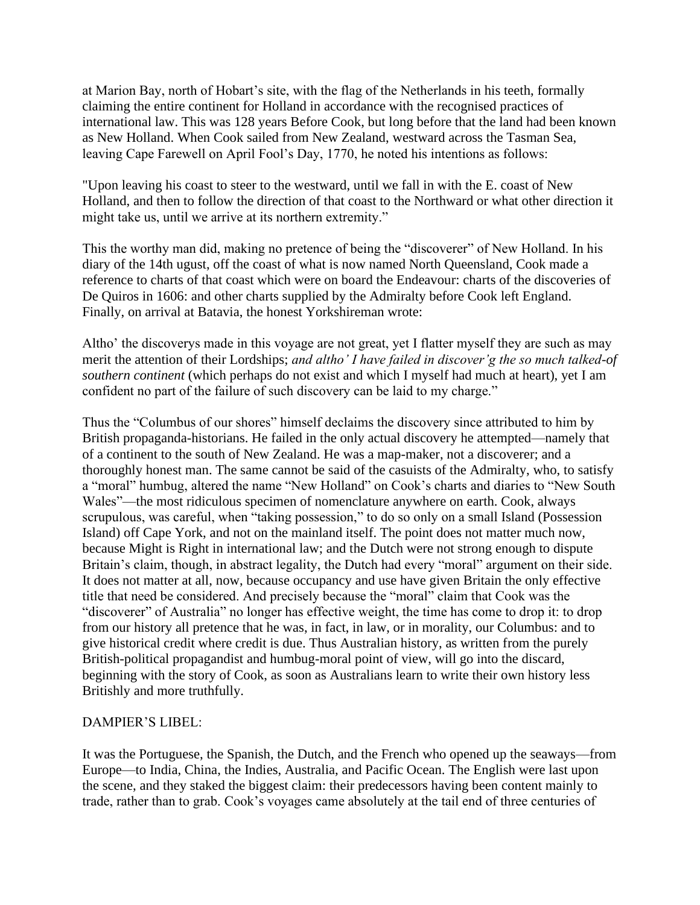at Marion Bay, north of Hobart's site, with the flag of the Netherlands in his teeth, formally claiming the entire continent for Holland in accordance with the recognised practices of international law. This was 128 years Before Cook, but long before that the land had been known as New Holland. When Cook sailed from New Zealand, westward across the Tasman Sea, leaving Cape Farewell on April Fool's Day, 1770, he noted his intentions as follows:

"Upon leaving his coast to steer to the westward, until we fall in with the E. coast of New Holland, and then to follow the direction of that coast to the Northward or what other direction it might take us, until we arrive at its northern extremity."

This the worthy man did, making no pretence of being the "discoverer" of New Holland. In his diary of the 14th ugust, off the coast of what is now named North Queensland, Cook made a reference to charts of that coast which were on board the Endeavour: charts of the discoveries of De Quiros in 1606: and other charts supplied by the Admiralty before Cook left England. Finally, on arrival at Batavia, the honest Yorkshireman wrote:

Altho' the discoverys made in this voyage are not great, yet I flatter myself they are such as may merit the attention of their Lordships; *and altho' I have failed in discover'g the so much talked-of southern continent* (which perhaps do not exist and which I myself had much at heart), yet I am confident no part of the failure of such discovery can be laid to my charge."

Thus the "Columbus of our shores" himself declaims the discovery since attributed to him by British propaganda-historians. He failed in the only actual discovery he attempted—namely that of a continent to the south of New Zealand. He was a map-maker, not a discoverer; and a thoroughly honest man. The same cannot be said of the casuists of the Admiralty, who, to satisfy a "moral" humbug, altered the name "New Holland" on Cook's charts and diaries to "New South Wales"—the most ridiculous specimen of nomenclature anywhere on earth. Cook, always scrupulous, was careful, when "taking possession," to do so only on a small Island (Possession Island) off Cape York, and not on the mainland itself. The point does not matter much now, because Might is Right in international law; and the Dutch were not strong enough to dispute Britain's claim, though, in abstract legality, the Dutch had every "moral" argument on their side. It does not matter at all, now, because occupancy and use have given Britain the only effective title that need be considered. And precisely because the "moral" claim that Cook was the "discoverer" of Australia" no longer has effective weight, the time has come to drop it: to drop from our history all pretence that he was, in fact, in law, or in morality, our Columbus: and to give historical credit where credit is due. Thus Australian history, as written from the purely British-political propagandist and humbug-moral point of view, will go into the discard, beginning with the story of Cook, as soon as Australians learn to write their own history less Britishly and more truthfully.

## DAMPIER'S LIBEL:

It was the Portuguese, the Spanish, the Dutch, and the French who opened up the seaways—from Europe—to India, China, the Indies, Australia, and Pacific Ocean. The English were last upon the scene, and they staked the biggest claim: their predecessors having been content mainly to trade, rather than to grab. Cook's voyages came absolutely at the tail end of three centuries of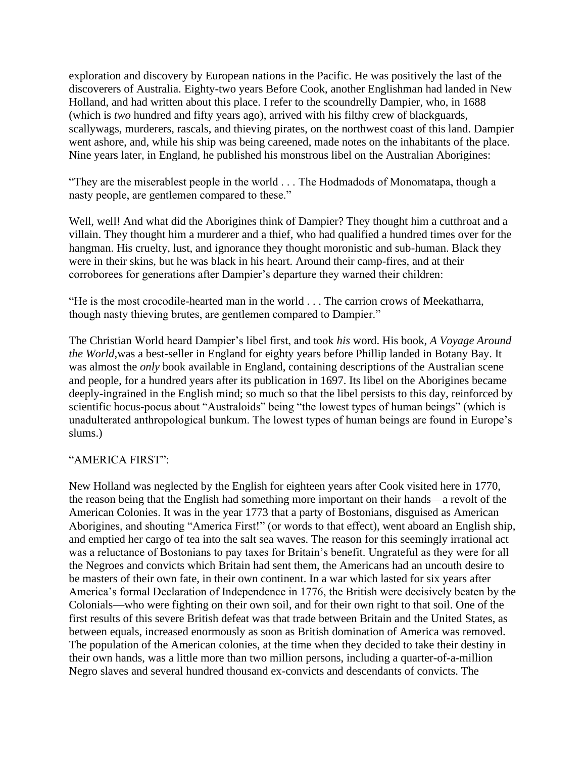exploration and discovery by European nations in the Pacific. He was positively the last of the discoverers of Australia. Eighty-two years Before Cook, another Englishman had landed in New Holland, and had written about this place. I refer to the scoundrelly Dampier, who, in 1688 (which is *two* hundred and fifty years ago), arrived with his filthy crew of blackguards, scallywags, murderers, rascals, and thieving pirates, on the northwest coast of this land. Dampier went ashore, and, while his ship was being careened, made notes on the inhabitants of the place. Nine years later, in England, he published his monstrous libel on the Australian Aborigines:

"They are the miserablest people in the world . . . The Hodmadods of Monomatapa, though a nasty people, are gentlemen compared to these."

Well, well! And what did the Aborigines think of Dampier? They thought him a cutthroat and a villain. They thought him a murderer and a thief, who had qualified a hundred times over for the hangman. His cruelty, lust, and ignorance they thought moronistic and sub-human. Black they were in their skins, but he was black in his heart. Around their camp-fires, and at their corroborees for generations after Dampier's departure they warned their children:

"He is the most crocodile-hearted man in the world . . . The carrion crows of Meekatharra, though nasty thieving brutes, are gentlemen compared to Dampier."

The Christian World heard Dampier's libel first, and took *his* word. His book, *A Voyage Around the World*,was a best-seller in England for eighty years before Phillip landed in Botany Bay. It was almost the *only* book available in England, containing descriptions of the Australian scene and people, for a hundred years after its publication in 1697. Its libel on the Aborigines became deeply-ingrained in the English mind; so much so that the libel persists to this day, reinforced by scientific hocus-pocus about "Australoids" being "the lowest types of human beings" (which is unadulterated anthropological bunkum. The lowest types of human beings are found in Europe's slums.)

"AMERICA FIRST":

New Holland was neglected by the English for eighteen years after Cook visited here in 1770, the reason being that the English had something more important on their hands—a revolt of the American Colonies. It was in the year 1773 that a party of Bostonians, disguised as American Aborigines, and shouting "America First!" (or words to that effect), went aboard an English ship, and emptied her cargo of tea into the salt sea waves. The reason for this seemingly irrational act was a reluctance of Bostonians to pay taxes for Britain's benefit. Ungrateful as they were for all the Negroes and convicts which Britain had sent them, the Americans had an uncouth desire to be masters of their own fate, in their own continent. In a war which lasted for six years after America's formal Declaration of Independence in 1776, the British were decisively beaten by the Colonials—who were fighting on their own soil, and for their own right to that soil. One of the first results of this severe British defeat was that trade between Britain and the United States, as between equals, increased enormously as soon as British domination of America was removed. The population of the American colonies, at the time when they decided to take their destiny in their own hands, was a little more than two million persons, including a quarter-of-a-million Negro slaves and several hundred thousand ex-convicts and descendants of convicts. The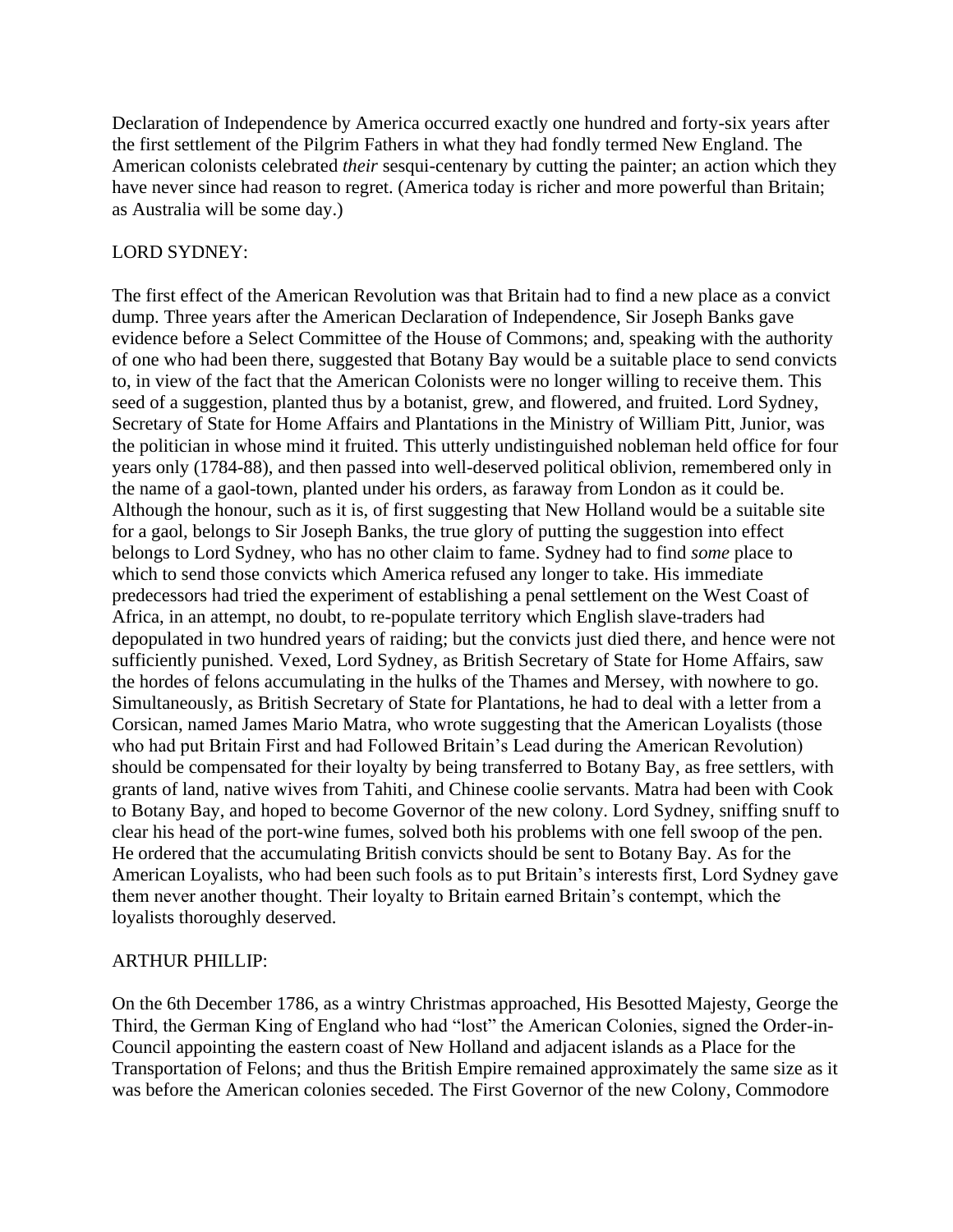Declaration of Independence by America occurred exactly one hundred and forty-six years after the first settlement of the Pilgrim Fathers in what they had fondly termed New England. The American colonists celebrated *their* sesqui-centenary by cutting the painter; an action which they have never since had reason to regret. (America today is richer and more powerful than Britain; as Australia will be some day.)

LORD SYDNEY:

The first effect of the American Revolution was that Britain had to find a new place as a convict dump. Three years after the American Declaration of Independence, Sir Joseph Banks gave evidence before a Select Committee of the House of Commons; and, speaking with the authority of one who had been there, suggested that Botany Bay would be a suitable place to send convicts to, in view of the fact that the American Colonists were no longer willing to receive them. This seed of a suggestion, planted thus by a botanist, grew, and flowered, and fruited. Lord Sydney, Secretary of State for Home Affairs and Plantations in the Ministry of William Pitt, Junior, was the politician in whose mind it fruited. This utterly undistinguished nobleman held office for four years only (1784-88), and then passed into well-deserved political oblivion, remembered only in the name of a gaol-town, planted under his orders, as faraway from London as it could be. Although the honour, such as it is, of first suggesting that New Holland would be a suitable site for a gaol, belongs to Sir Joseph Banks, the true glory of putting the suggestion into effect belongs to Lord Sydney, who has no other claim to fame. Sydney had to find *some* place to which to send those convicts which America refused any longer to take. His immediate predecessors had tried the experiment of establishing a penal settlement on the West Coast of Africa, in an attempt, no doubt, to re-populate territory which English slave-traders had depopulated in two hundred years of raiding; but the convicts just died there, and hence were not sufficiently punished. Vexed, Lord Sydney, as British Secretary of State for Home Affairs, saw the hordes of felons accumulating in the hulks of the Thames and Mersey, with nowhere to go. Simultaneously, as British Secretary of State for Plantations, he had to deal with a letter from a Corsican, named James Mario Matra, who wrote suggesting that the American Loyalists (those who had put Britain First and had Followed Britain's Lead during the American Revolution) should be compensated for their loyalty by being transferred to Botany Bay, as free settlers, with grants of land, native wives from Tahiti, and Chinese coolie servants. Matra had been with Cook to Botany Bay, and hoped to become Governor of the new colony. Lord Sydney, sniffing snuff to clear his head of the port-wine fumes, solved both his problems with one fell swoop of the pen. He ordered that the accumulating British convicts should be sent to Botany Bay. As for the American Loyalists, who had been such fools as to put Britain's interests first, Lord Sydney gave them never another thought. Their loyalty to Britain earned Britain's contempt, which the loyalists thoroughly deserved.

ARTHUR PHILLIP:

On the 6th December 1786, as a wintry Christmas approached, His Besotted Majesty, George the Third, the German King of England who had "lost" the American Colonies, signed the Order-in-Council appointing the eastern coast of New Holland and adjacent islands as a Place for the Transportation of Felons; and thus the British Empire remained approximately the same size as it was before the American colonies seceded. The First Governor of the new Colony, Commodore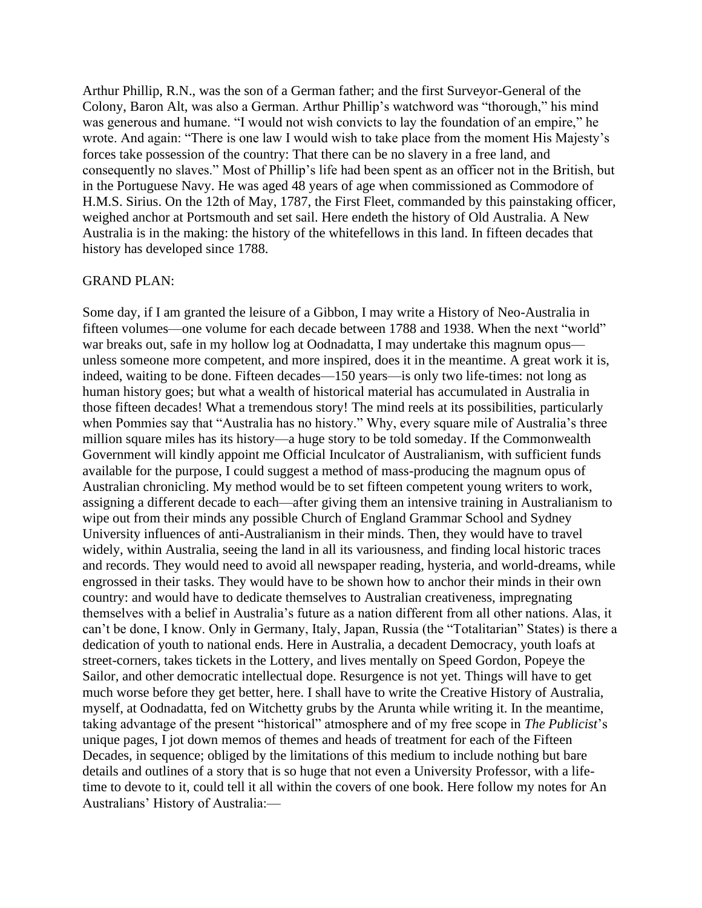Arthur Phillip, R.N., was the son of a German father; and the first Surveyor-General of the Colony, Baron Alt, was also a German. Arthur Phillip's watchword was "thorough," his mind was generous and humane. "I would not wish convicts to lay the foundation of an empire," he wrote. And again: "There is one law I would wish to take place from the moment His Majesty's forces take possession of the country: That there can be no slavery in a free land, and consequently no slaves." Most of Phillip's life had been spent as an officer not in the British, but in the Portuguese Navy. He was aged 48 years of age when commissioned as Commodore of H.M.S. Sirius. On the 12th of May, 1787, the First Fleet, commanded by this painstaking officer, weighed anchor at Portsmouth and set sail. Here endeth the history of Old Australia. A New Australia is in the making: the history of the whitefellows in this land. In fifteen decades that history has developed since 1788.

GRAND PLAN:

Some day, if I am granted the leisure of a Gibbon, I may write a History of Neo-Australia in fifteen volumes—one volume for each decade between 1788 and 1938. When the next "world" war breaks out, safe in my hollow log at Oodnadatta, I may undertake this magnum opus—unless someone more competent, and more inspired, does it in the meantime. A great work it is, indeed, waiting to be done. Fifteen decades—150 years—is only two life-times: not long as human history goes; but what a wealth of historical material has accumulated in Australia in those fifteen decades! What a tremendous story! The mind reels at its possibilities, particularly when Pommies say that "Australia has no history." Why, every square mile of Australia's three million square miles has its history—a huge story to be told someday. If the Commonwealth Government will kindly appoint me Official Inculcator of Australianism, with sufficient funds available for the purpose, I could suggest a method of mass-producing the magnum opus of Australian chronicling. My method would be to set fifteen competent young writers to work, assigning a different decade to each—after giving them an intensive training in Australianism to wipe out from their minds any possible Church of England Grammar School and Sydney University influences of anti-Australianism in their minds. Then, they would have to travel widely, within Australia, seeing the land in all its variousness, and finding local historic traces and records. They would need to avoid all newspaper reading, hysteria, and world-dreams, while engrossed in their tasks. They would have to be shown how to anchor their minds in their own country: and would have to dedicate themselves to Australian creativeness, impregnating themselves with a belief in Australia's future as a nation different from all other nations. Alas, it can't be done, I know. Only in Germany, Italy, Japan, Russia (the "Totalitarian" States) is there a dedication of youth to national ends. Here in Australia, a decadent Democracy, youth loafs at street-corners, takes tickets in the Lottery, and lives mentally on Speed Gordon, Popeye the Sailor, and other democratic intellectual dope. Resurgence is not yet. Things will have to get much worse before they get better, here. I shall have to write the Creative History of Australia, myself, at Oodnadatta, fed on Witchetty grubs by the Arunta while writing it. In the meantime, taking advantage of the present "historical" atmosphere and of my free scope in *The Publicist*'s unique pages, I jot down memos of themes and heads of treatment for each of the Fifteen Decades, in sequence; obliged by the limitations of this medium to include nothing but bare details and outlines of a story that is so huge that not even a University Professor, with a life-time to devote to it, could tell it all within the covers of one book. Here follow my notes for An Australians' History of Australia:—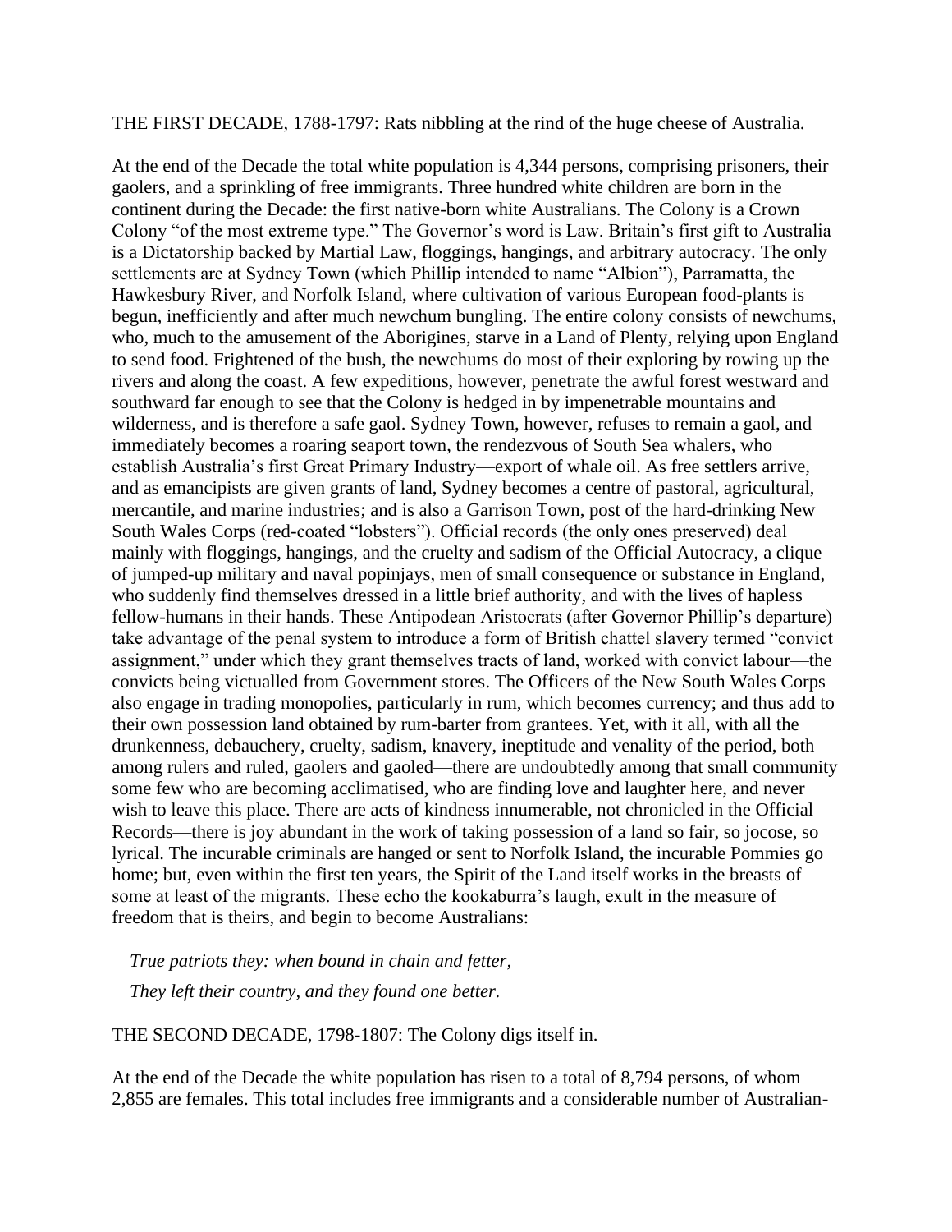THE FIRST DECADE, 1788-1797: Rats nibbling at the rind of the huge cheese of Australia.

At the end of the Decade the total white population is 4,344 persons, comprising prisoners, their gaolers, and a sprinkling of free immigrants. Three hundred white children are born in the continent during the Decade: the first native-born white Australians. The Colony is a Crown Colony "of the most extreme type." The Governor's word is Law. Britain's first gift to Australia is a Dictatorship backed by Martial Law, floggings, hangings, and arbitrary autocracy. The only settlements are at Sydney Town (which Phillip intended to name "Albion"), Parramatta, the Hawkesbury River, and Norfolk Island, where cultivation of various European food-plants is begun, inefficiently and after much newchum bungling. The entire colony consists of newchums, who, much to the amusement of the Aborigines, starve in a Land of Plenty, relying upon England to send food. Frightened of the bush, the newchums do most of their exploring by rowing up the rivers and along the coast. A few expeditions, however, penetrate the awful forest westward and southward far enough to see that the Colony is hedged in by impenetrable mountains and wilderness, and is therefore a safe gaol. Sydney Town, however, refuses to remain a gaol, and immediately becomes a roaring seaport town, the rendezvous of South Sea whalers, who establish Australia's first Great Primary Industry—export of whale oil. As free settlers arrive, and as emancipists are given grants of land, Sydney becomes a centre of pastoral, agricultural, mercantile, and marine industries; and is also a Garrison Town, post of the hard-drinking New South Wales Corps (red-coated "lobsters"). Official records (the only ones preserved) deal mainly with floggings, hangings, and the cruelty and sadism of the Official Autocracy, a clique of jumped-up military and naval popinjays, men of small consequence or substance in England, who suddenly find themselves dressed in a little brief authority, and with the lives of hapless fellow-humans in their hands. These Antipodean Aristocrats (after Governor Phillip's departure) take advantage of the penal system to introduce a form of British chattel slavery termed "convict assignment," under which they grant themselves tracts of land, worked with convict labour—the convicts being victualled from Government stores. The Officers of the New South Wales Corps also engage in trading monopolies, particularly in rum, which becomes currency; and thus add to their own possession land obtained by rum-barter from grantees. Yet, with it all, with all the drunkenness, debauchery, cruelty, sadism, knavery, ineptitude and venality of the period, both among rulers and ruled, gaolers and gaoled—there are undoubtedly among that small community some few who are becoming acclimatised, who are finding love and laughter here, and never wish to leave this place. There are acts of kindness innumerable, not chronicled in the Official Records—there is joy abundant in the work of taking possession of a land so fair, so jocose, so lyrical. The incurable criminals are hanged or sent to Norfolk Island, the incurable Pommies go home; but, even within the first ten years, the Spirit of the Land itself works in the breasts of some at least of the migrants. These echo the kookaburra's laugh, exult in the measure of freedom that is theirs, and begin to become Australians:

*True patriots they: when bound in chain and fetter,*
*They left their country, and they found one better.*

THE SECOND DECADE, 1798-1807: The Colony digs itself in.

At the end of the Decade the white population has risen to a total of 8,794 persons, of whom 2,855 are females. This total includes free immigrants and a considerable number of Australian-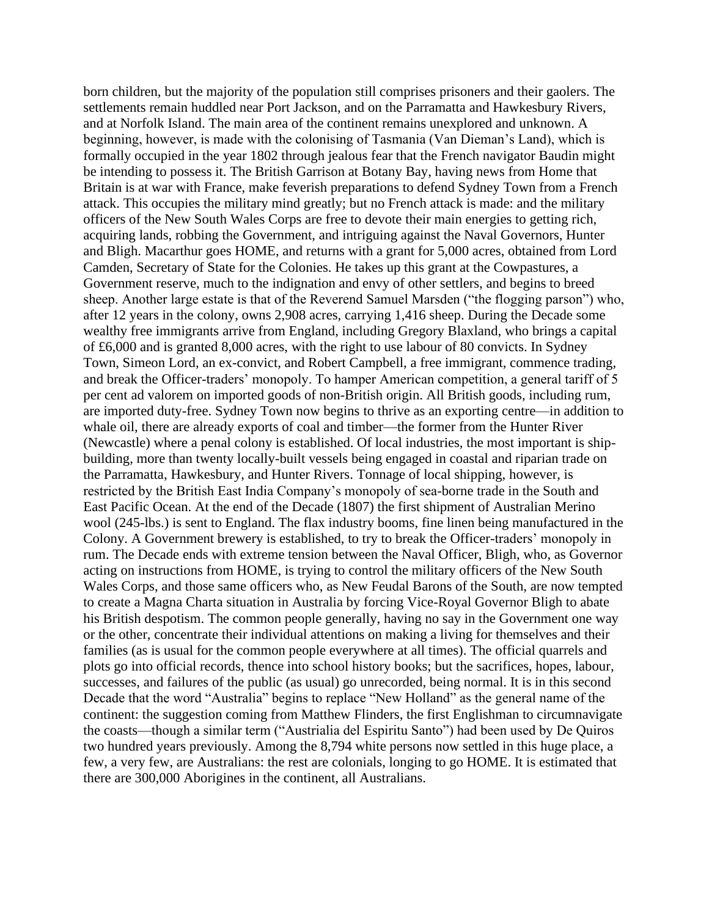born children, but the majority of the population still comprises prisoners and their gaolers. The settlements remain huddled near Port Jackson, and on the Parramatta and Hawkesbury Rivers, and at Norfolk Island. The main area of the continent remains unexplored and unknown. A beginning, however, is made with the colonising of Tasmania (Van Dieman's Land), which is formally occupied in the year 1802 through jealous fear that the French navigator Baudin might be intending to possess it. The British Garrison at Botany Bay, having news from Home that Britain is at war with France, make feverish preparations to defend Sydney Town from a French attack. This occupies the military mind greatly; but no French attack is made: and the military officers of the New South Wales Corps are free to devote their main energies to getting rich, acquiring lands, robbing the Government, and intriguing against the Naval Governors, Hunter and Bligh. Macarthur goes HOME, and returns with a grant for 5,000 acres, obtained from Lord Camden, Secretary of State for the Colonies. He takes up this grant at the Cowpastures, a Government reserve, much to the indignation and envy of other settlers, and begins to breed sheep. Another large estate is that of the Reverend Samuel Marsden ("the flogging parson") who, after 12 years in the colony, owns 2,908 acres, carrying 1,416 sheep. During the Decade some wealthy free immigrants arrive from England, including Gregory Blaxland, who brings a capital of £6,000 and is granted 8,000 acres, with the right to use labour of 80 convicts. In Sydney Town, Simeon Lord, an ex-convict, and Robert Campbell, a free immigrant, commence trading, and break the Officer-traders' monopoly. To hamper American competition, a general tariff of 5 per cent ad valorem on imported goods of non-British origin. All British goods, including rum, are imported duty-free. Sydney Town now begins to thrive as an exporting centre—in addition to whale oil, there are already exports of coal and timber—the former from the Hunter River (Newcastle) where a penal colony is established. Of local industries, the most important is ship-building, more than twenty locally-built vessels being engaged in coastal and riparian trade on the Parramatta, Hawkesbury, and Hunter Rivers. Tonnage of local shipping, however, is restricted by the British East India Company's monopoly of sea-borne trade in the South and East Pacific Ocean. At the end of the Decade (1807) the first shipment of Australian Merino wool (245-lbs.) is sent to England. The flax industry booms, fine linen being manufactured in the Colony. A Government brewery is established, to try to break the Officer-traders' monopoly in rum. The Decade ends with extreme tension between the Naval Officer, Bligh, who, as Governor acting on instructions from HOME, is trying to control the military officers of the New South Wales Corps, and those same officers who, as New Feudal Barons of the South, are now tempted to create a Magna Charta situation in Australia by forcing Vice-Royal Governor Bligh to abate his British despotism. The common people generally, having no say in the Government one way or the other, concentrate their individual attentions on making a living for themselves and their families (as is usual for the common people everywhere at all times). The official quarrels and plots go into official records, thence into school history books; but the sacrifices, hopes, labour, successes, and failures of the public (as usual) go unrecorded, being normal. It is in this second Decade that the word "Australia" begins to replace "New Holland" as the general name of the continent: the suggestion coming from Matthew Flinders, the first Englishman to circumnavigate the coasts—though a similar term ("Austrialia del Espiritu Santo") had been used by De Quiros two hundred years previously. Among the 8,794 white persons now settled in this huge place, a few, a very few, are Australians: the rest are colonials, longing to go HOME. It is estimated that there are 300,000 Aborigines in the continent, all Australians.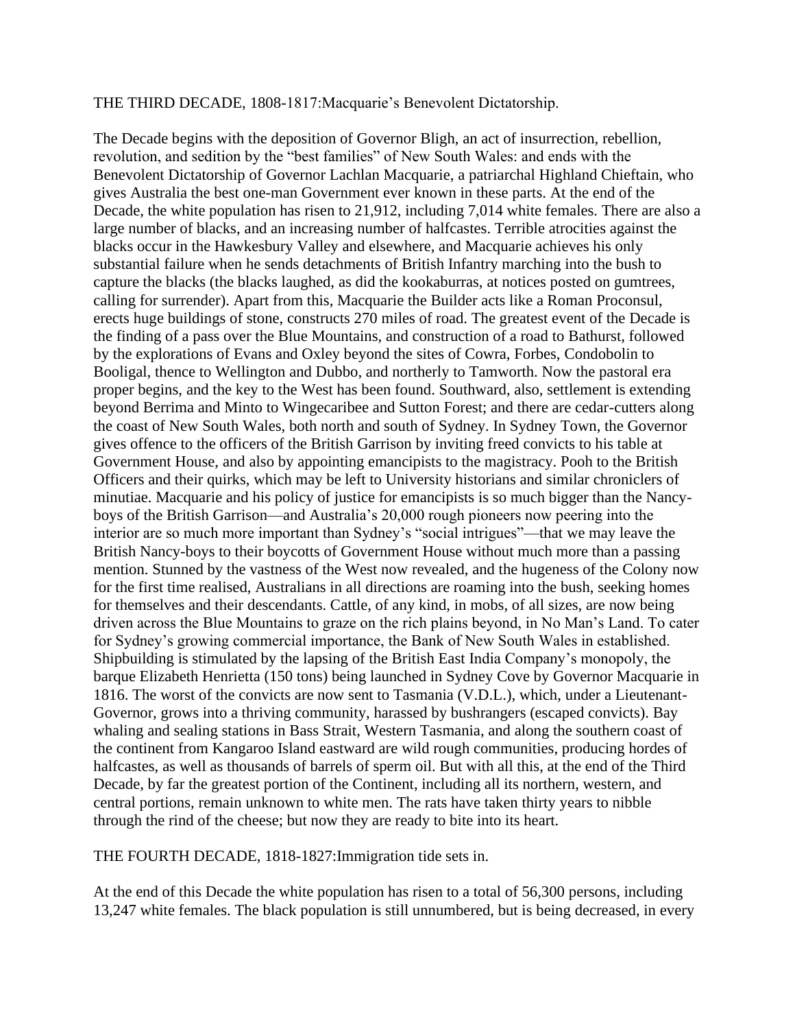THE THIRD DECADE, 1808-1817:Macquarie's Benevolent Dictatorship.

The Decade begins with the deposition of Governor Bligh, an act of insurrection, rebellion, revolution, and sedition by the "best families" of New South Wales: and ends with the Benevolent Dictatorship of Governor Lachlan Macquarie, a patriarchal Highland Chieftain, who gives Australia the best one-man Government ever known in these parts. At the end of the Decade, the white population has risen to 21,912, including 7,014 white females. There are also a large number of blacks, and an increasing number of halfcastes. Terrible atrocities against the blacks occur in the Hawkesbury Valley and elsewhere, and Macquarie achieves his only substantial failure when he sends detachments of British Infantry marching into the bush to capture the blacks (the blacks laughed, as did the kookaburras, at notices posted on gumtrees, calling for surrender). Apart from this, Macquarie the Builder acts like a Roman Proconsul, erects huge buildings of stone, constructs 270 miles of road. The greatest event of the Decade is the finding of a pass over the Blue Mountains, and construction of a road to Bathurst, followed by the explorations of Evans and Oxley beyond the sites of Cowra, Forbes, Condobolin to Booligal, thence to Wellington and Dubbo, and northerly to Tamworth. Now the pastoral era proper begins, and the key to the West has been found. Southward, also, settlement is extending beyond Berrima and Minto to Wingecaribee and Sutton Forest; and there are cedar-cutters along the coast of New South Wales, both north and south of Sydney. In Sydney Town, the Governor gives offence to the officers of the British Garrison by inviting freed convicts to his table at Government House, and also by appointing emancipists to the magistracy. Pooh to the British Officers and their quirks, which may be left to University historians and similar chroniclers of minutiae. Macquarie and his policy of justice for emancipists is so much bigger than the Nancy-boys of the British Garrison—and Australia's 20,000 rough pioneers now peering into the interior are so much more important than Sydney's "social intrigues"—that we may leave the British Nancy-boys to their boycotts of Government House without much more than a passing mention. Stunned by the vastness of the West now revealed, and the hugeness of the Colony now for the first time realised, Australians in all directions are roaming into the bush, seeking homes for themselves and their descendants. Cattle, of any kind, in mobs, of all sizes, are now being driven across the Blue Mountains to graze on the rich plains beyond, in No Man's Land. To cater for Sydney's growing commercial importance, the Bank of New South Wales in established. Shipbuilding is stimulated by the lapsing of the British East India Company's monopoly, the barque Elizabeth Henrietta (150 tons) being launched in Sydney Cove by Governor Macquarie in 1816. The worst of the convicts are now sent to Tasmania (V.D.L.), which, under a Lieutenant-Governor, grows into a thriving community, harassed by bushrangers (escaped convicts). Bay whaling and sealing stations in Bass Strait, Western Tasmania, and along the southern coast of the continent from Kangaroo Island eastward are wild rough communities, producing hordes of halfcastes, as well as thousands of barrels of sperm oil. But with all this, at the end of the Third Decade, by far the greatest portion of the Continent, including all its northern, western, and central portions, remain unknown to white men. The rats have taken thirty years to nibble through the rind of the cheese; but now they are ready to bite into its heart.

THE FOURTH DECADE, 1818-1827:Immigration tide sets in.

At the end of this Decade the white population has risen to a total of 56,300 persons, including 13,247 white females. The black population is still unnumbered, but is being decreased, in every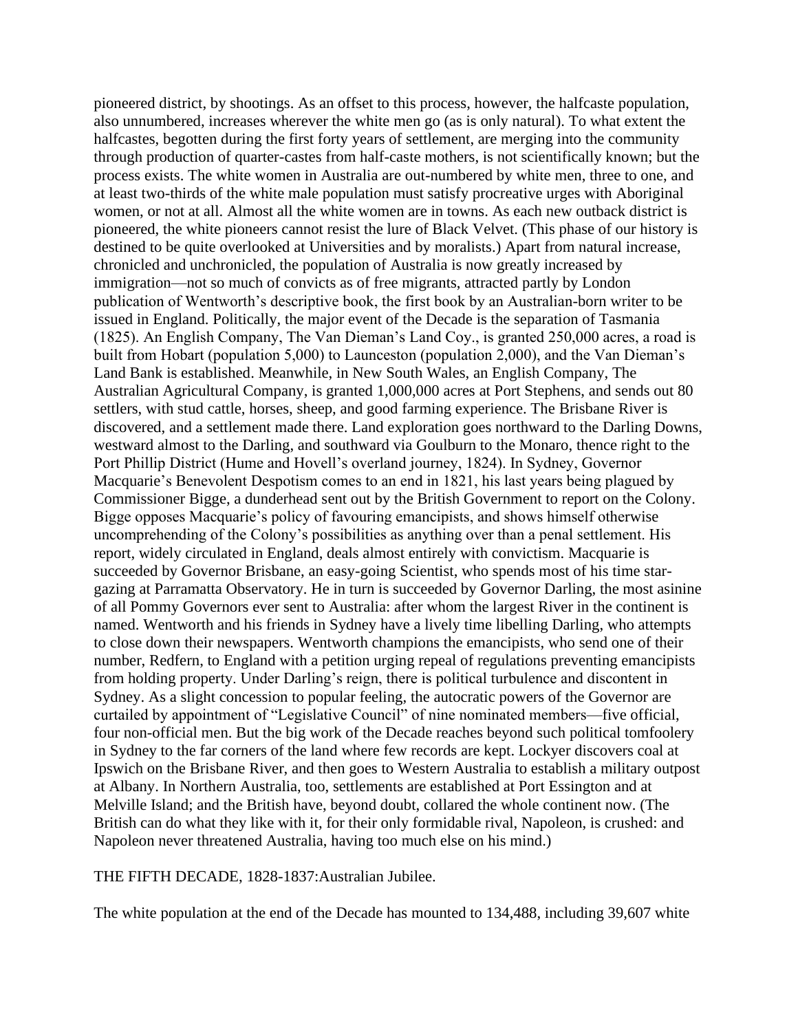pioneered district, by shootings. As an offset to this process, however, the halfcaste population, also unnumbered, increases wherever the white men go (as is only natural). To what extent the halfcastes, begotten during the first forty years of settlement, are merging into the community through production of quarter-castes from half-caste mothers, is not scientifically known; but the process exists. The white women in Australia are out-numbered by white men, three to one, and at least two-thirds of the white male population must satisfy procreative urges with Aboriginal women, or not at all. Almost all the white women are in towns. As each new outback district is pioneered, the white pioneers cannot resist the lure of Black Velvet. (This phase of our history is destined to be quite overlooked at Universities and by moralists.) Apart from natural increase, chronicled and unchronicled, the population of Australia is now greatly increased by immigration—not so much of convicts as of free migrants, attracted partly by London publication of Wentworth's descriptive book, the first book by an Australian-born writer to be issued in England. Politically, the major event of the Decade is the separation of Tasmania (1825). An English Company, The Van Dieman's Land Coy., is granted 250,000 acres, a road is built from Hobart (population 5,000) to Launceston (population 2,000), and the Van Dieman's Land Bank is established. Meanwhile, in New South Wales, an English Company, The Australian Agricultural Company, is granted 1,000,000 acres at Port Stephens, and sends out 80 settlers, with stud cattle, horses, sheep, and good farming experience. The Brisbane River is discovered, and a settlement made there. Land exploration goes northward to the Darling Downs, westward almost to the Darling, and southward via Goulburn to the Monaro, thence right to the Port Phillip District (Hume and Hovell's overland journey, 1824). In Sydney, Governor Macquarie's Benevolent Despotism comes to an end in 1821, his last years being plagued by Commissioner Bigge, a dunderhead sent out by the British Government to report on the Colony. Bigge opposes Macquarie's policy of favouring emancipists, and shows himself otherwise uncomprehending of the Colony's possibilities as anything over than a penal settlement. His report, widely circulated in England, deals almost entirely with convictism. Macquarie is succeeded by Governor Brisbane, an easy-going Scientist, who spends most of his time star-gazing at Parramatta Observatory. He in turn is succeeded by Governor Darling, the most asinine of all Pommy Governors ever sent to Australia: after whom the largest River in the continent is named. Wentworth and his friends in Sydney have a lively time libelling Darling, who attempts to close down their newspapers. Wentworth champions the emancipists, who send one of their number, Redfern, to England with a petition urging repeal of regulations preventing emancipists from holding property. Under Darling's reign, there is political turbulence and discontent in Sydney. As a slight concession to popular feeling, the autocratic powers of the Governor are curtailed by appointment of "Legislative Council" of nine nominated members—five official, four non-official men. But the big work of the Decade reaches beyond such political tomfoolery in Sydney to the far corners of the land where few records are kept. Lockyer discovers coal at Ipswich on the Brisbane River, and then goes to Western Australia to establish a military outpost at Albany. In Northern Australia, too, settlements are established at Port Essington and at Melville Island; and the British have, beyond doubt, collared the whole continent now. (The British can do what they like with it, for their only formidable rival, Napoleon, is crushed: and Napoleon never threatened Australia, having too much else on his mind.)

## THE FIFTH DECADE, 1828-1837:Australian Jubilee.

The white population at the end of the Decade has mounted to 134,488, including 39,607 white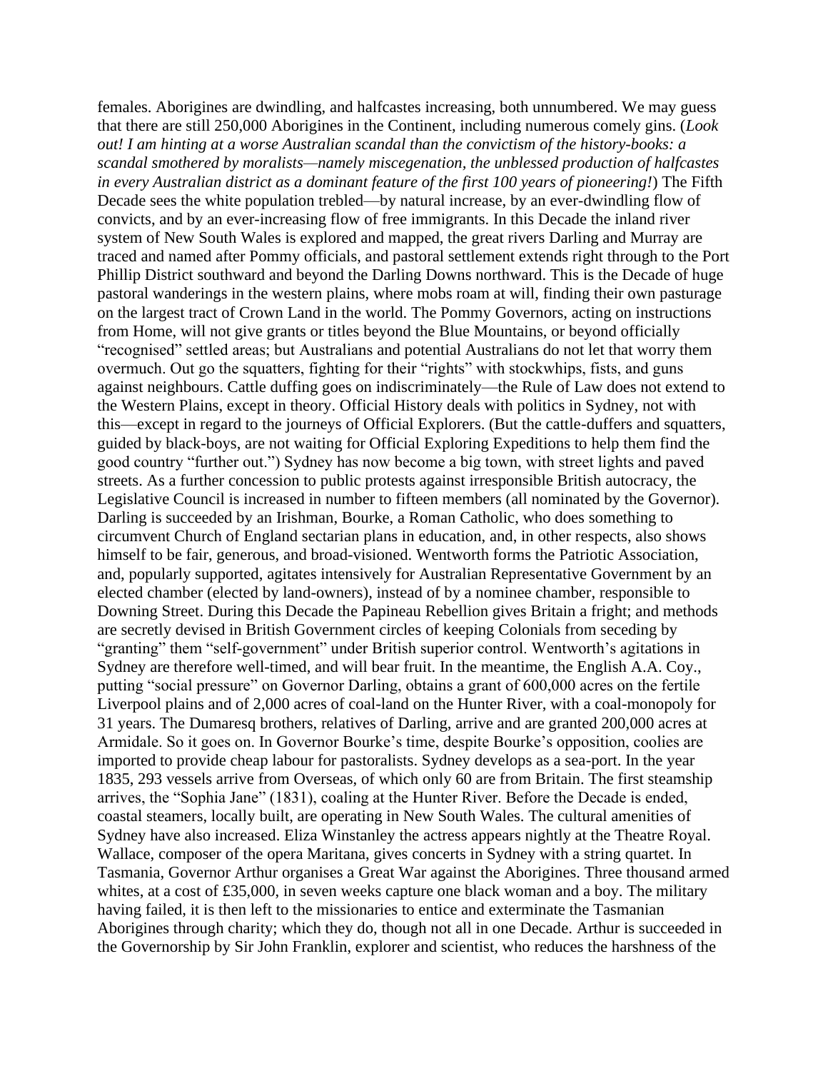females. Aborigines are dwindling, and halfcastes increasing, both unnumbered. We may guess that there are still 250,000 Aborigines in the Continent, including numerous comely gins. (*Look out! I am hinting at a worse Australian scandal than the convictism of the history-books: a scandal smothered by moralists—namely miscegenation, the unblessed production of halfcastes in every Australian district as a dominant feature of the first 100 years of pioneering!*) The Fifth Decade sees the white population trebled—by natural increase, by an ever-dwindling flow of convicts, and by an ever-increasing flow of free immigrants. In this Decade the inland river system of New South Wales is explored and mapped, the great rivers Darling and Murray are traced and named after Pommy officials, and pastoral settlement extends right through to the Port Phillip District southward and beyond the Darling Downs northward. This is the Decade of huge pastoral wanderings in the western plains, where mobs roam at will, finding their own pasturage on the largest tract of Crown Land in the world. The Pommy Governors, acting on instructions from Home, will not give grants or titles beyond the Blue Mountains, or beyond officially "recognised" settled areas; but Australians and potential Australians do not let that worry them overmuch. Out go the squatters, fighting for their "rights" with stockwhips, fists, and guns against neighbours. Cattle duffing goes on indiscriminately—the Rule of Law does not extend to the Western Plains, except in theory. Official History deals with politics in Sydney, not with this—except in regard to the journeys of Official Explorers. (But the cattle-duffers and squatters, guided by black-boys, are not waiting for Official Exploring Expeditions to help them find the good country "further out.") Sydney has now become a big town, with street lights and paved streets. As a further concession to public protests against irresponsible British autocracy, the Legislative Council is increased in number to fifteen members (all nominated by the Governor). Darling is succeeded by an Irishman, Bourke, a Roman Catholic, who does something to circumvent Church of England sectarian plans in education, and, in other respects, also shows himself to be fair, generous, and broad-visioned. Wentworth forms the Patriotic Association, and, popularly supported, agitates intensively for Australian Representative Government by an elected chamber (elected by land-owners), instead of by a nominee chamber, responsible to Downing Street. During this Decade the Papineau Rebellion gives Britain a fright; and methods are secretly devised in British Government circles of keeping Colonials from seceding by "granting" them "self-government" under British superior control. Wentworth's agitations in Sydney are therefore well-timed, and will bear fruit. In the meantime, the English A.A. Coy., putting "social pressure" on Governor Darling, obtains a grant of 600,000 acres on the fertile Liverpool plains and of 2,000 acres of coal-land on the Hunter River, with a coal-monopoly for 31 years. The Dumaresq brothers, relatives of Darling, arrive and are granted 200,000 acres at Armidale. So it goes on. In Governor Bourke's time, despite Bourke's opposition, coolies are imported to provide cheap labour for pastoralists. Sydney develops as a sea-port. In the year 1835, 293 vessels arrive from Overseas, of which only 60 are from Britain. The first steamship arrives, the "Sophia Jane" (1831), coaling at the Hunter River. Before the Decade is ended, coastal steamers, locally built, are operating in New South Wales. The cultural amenities of Sydney have also increased. Eliza Winstanley the actress appears nightly at the Theatre Royal. Wallace, composer of the opera Maritana, gives concerts in Sydney with a string quartet. In Tasmania, Governor Arthur organises a Great War against the Aborigines. Three thousand armed whites, at a cost of £35,000, in seven weeks capture one black woman and a boy. The military having failed, it is then left to the missionaries to entice and exterminate the Tasmanian Aborigines through charity; which they do, though not all in one Decade. Arthur is succeeded in the Governorship by Sir John Franklin, explorer and scientist, who reduces the harshness of the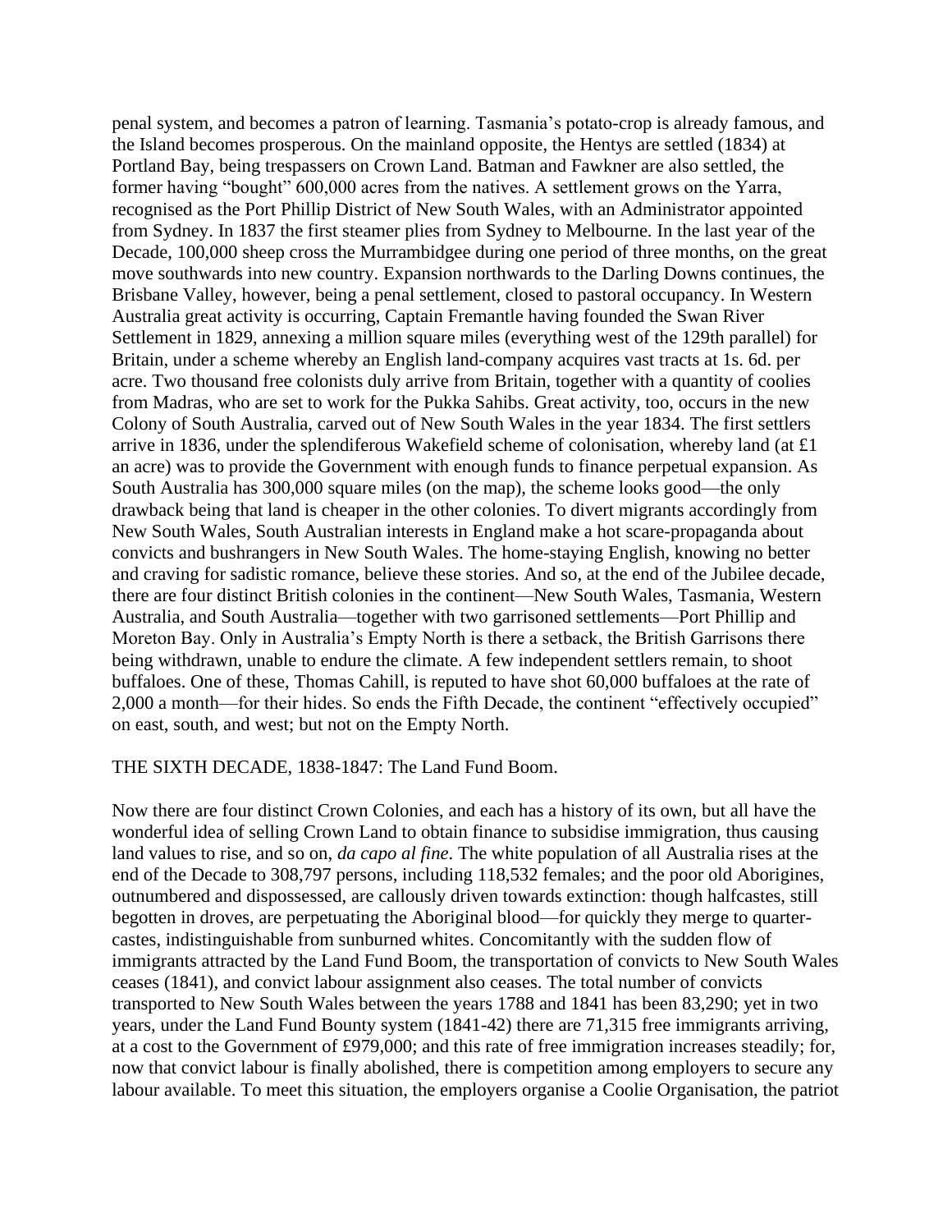penal system, and becomes a patron of learning. Tasmania's potato-crop is already famous, and the Island becomes prosperous. On the mainland opposite, the Hentys are settled (1834) at Portland Bay, being trespassers on Crown Land. Batman and Fawkner are also settled, the former having "bought" 600,000 acres from the natives. A settlement grows on the Yarra, recognised as the Port Phillip District of New South Wales, with an Administrator appointed from Sydney. In 1837 the first steamer plies from Sydney to Melbourne. In the last year of the Decade, 100,000 sheep cross the Murrambidgee during one period of three months, on the great move southwards into new country. Expansion northwards to the Darling Downs continues, the Brisbane Valley, however, being a penal settlement, closed to pastoral occupancy. In Western Australia great activity is occurring, Captain Fremantle having founded the Swan River Settlement in 1829, annexing a million square miles (everything west of the 129th parallel) for Britain, under a scheme whereby an English land-company acquires vast tracts at 1s. 6d. per acre. Two thousand free colonists duly arrive from Britain, together with a quantity of coolies from Madras, who are set to work for the Pukka Sahibs. Great activity, too, occurs in the new Colony of South Australia, carved out of New South Wales in the year 1834. The first settlers arrive in 1836, under the splendiferous Wakefield scheme of colonisation, whereby land (at £1 an acre) was to provide the Government with enough funds to finance perpetual expansion. As South Australia has 300,000 square miles (on the map), the scheme looks good—the only drawback being that land is cheaper in the other colonies. To divert migrants accordingly from New South Wales, South Australian interests in England make a hot scare-propaganda about convicts and bushrangers in New South Wales. The home-staying English, knowing no better and craving for sadistic romance, believe these stories. And so, at the end of the Jubilee decade, there are four distinct British colonies in the continent—New South Wales, Tasmania, Western Australia, and South Australia—together with two garrisoned settlements—Port Phillip and Moreton Bay. Only in Australia's Empty North is there a setback, the British Garrisons there being withdrawn, unable to endure the climate. A few independent settlers remain, to shoot buffaloes. One of these, Thomas Cahill, is reputed to have shot 60,000 buffaloes at the rate of 2,000 a month—for their hides. So ends the Fifth Decade, the continent "effectively occupied" on east, south, and west; but not on the Empty North.

## THE SIXTH DECADE, 1838-1847: The Land Fund Boom.

Now there are four distinct Crown Colonies, and each has a history of its own, but all have the wonderful idea of selling Crown Land to obtain finance to subsidise immigration, thus causing land values to rise, and so on, *da capo al fine*. The white population of all Australia rises at the end of the Decade to 308,797 persons, including 118,532 females; and the poor old Aborigines, outnumbered and dispossessed, are callously driven towards extinction: though halfcastes, still begotten in droves, are perpetuating the Aboriginal blood—for quickly they merge to quarter-castes, indistinguishable from sunburned whites. Concomitantly with the sudden flow of immigrants attracted by the Land Fund Boom, the transportation of convicts to New South Wales ceases (1841), and convict labour assignment also ceases. The total number of convicts transported to New South Wales between the years 1788 and 1841 has been 83,290; yet in two years, under the Land Fund Bounty system (1841-42) there are 71,315 free immigrants arriving, at a cost to the Government of £979,000; and this rate of free immigration increases steadily; for, now that convict labour is finally abolished, there is competition among employers to secure any labour available. To meet this situation, the employers organise a Coolie Organisation, the patriot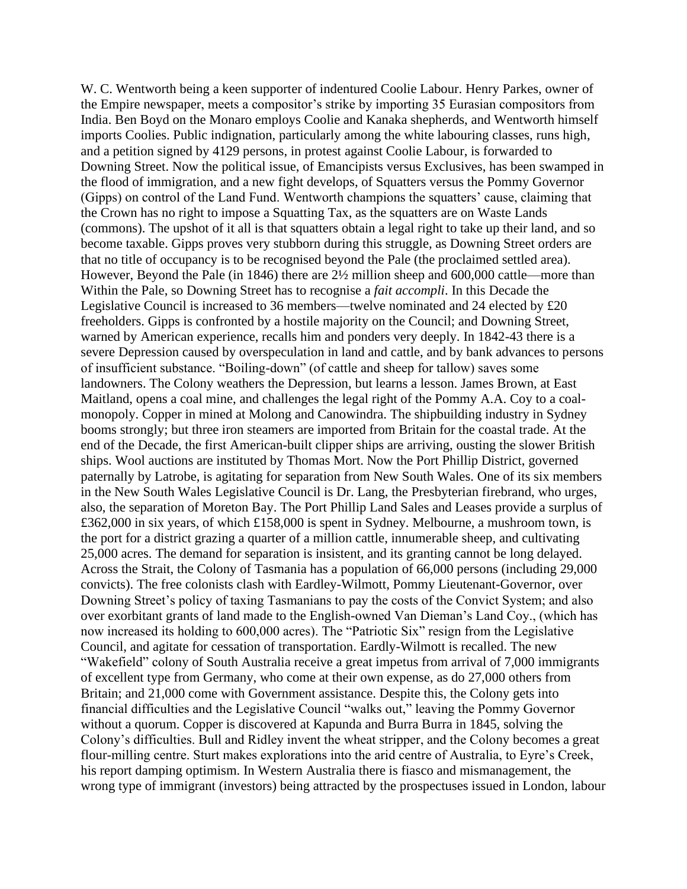W. C. Wentworth being a keen supporter of indentured Coolie Labour. Henry Parkes, owner of the Empire newspaper, meets a compositor's strike by importing 35 Eurasian compositors from India. Ben Boyd on the Monaro employs Coolie and Kanaka shepherds, and Wentworth himself imports Coolies. Public indignation, particularly among the white labouring classes, runs high, and a petition signed by 4129 persons, in protest against Coolie Labour, is forwarded to Downing Street. Now the political issue, of Emancipists versus Exclusives, has been swamped in the flood of immigration, and a new fight develops, of Squatters versus the Pommy Governor (Gipps) on control of the Land Fund. Wentworth champions the squatters' cause, claiming that the Crown has no right to impose a Squatting Tax, as the squatters are on Waste Lands (commons). The upshot of it all is that squatters obtain a legal right to take up their land, and so become taxable. Gipps proves very stubborn during this struggle, as Downing Street orders are that no title of occupancy is to be recognised beyond the Pale (the proclaimed settled area). However, Beyond the Pale (in 1846) there are 2½ million sheep and 600,000 cattle—more than Within the Pale, so Downing Street has to recognise a *fait accompli*. In this Decade the Legislative Council is increased to 36 members—twelve nominated and 24 elected by £20 freeholders. Gipps is confronted by a hostile majority on the Council; and Downing Street, warned by American experience, recalls him and ponders very deeply. In 1842-43 there is a severe Depression caused by overspeculation in land and cattle, and by bank advances to persons of insufficient substance. "Boiling-down" (of cattle and sheep for tallow) saves some landowners. The Colony weathers the Depression, but learns a lesson. James Brown, at East Maitland, opens a coal mine, and challenges the legal right of the Pommy A.A. Coy to a coal-monopoly. Copper in mined at Molong and Canowindra. The shipbuilding industry in Sydney booms strongly; but three iron steamers are imported from Britain for the coastal trade. At the end of the Decade, the first American-built clipper ships are arriving, ousting the slower British ships. Wool auctions are instituted by Thomas Mort. Now the Port Phillip District, governed paternally by Latrobe, is agitating for separation from New South Wales. One of its six members in the New South Wales Legislative Council is Dr. Lang, the Presbyterian firebrand, who urges, also, the separation of Moreton Bay. The Port Phillip Land Sales and Leases provide a surplus of £362,000 in six years, of which £158,000 is spent in Sydney. Melbourne, a mushroom town, is the port for a district grazing a quarter of a million cattle, innumerable sheep, and cultivating 25,000 acres. The demand for separation is insistent, and its granting cannot be long delayed. Across the Strait, the Colony of Tasmania has a population of 66,000 persons (including 29,000 convicts). The free colonists clash with Eardley-Wilmott, Pommy Lieutenant-Governor, over Downing Street's policy of taxing Tasmanians to pay the costs of the Convict System; and also over exorbitant grants of land made to the English-owned Van Dieman's Land Coy., (which has now increased its holding to 600,000 acres). The "Patriotic Six" resign from the Legislative Council, and agitate for cessation of transportation. Eardly-Wilmott is recalled. The new "Wakefield" colony of South Australia receive a great impetus from arrival of 7,000 immigrants of excellent type from Germany, who come at their own expense, as do 27,000 others from Britain; and 21,000 come with Government assistance. Despite this, the Colony gets into financial difficulties and the Legislative Council "walks out," leaving the Pommy Governor without a quorum. Copper is discovered at Kapunda and Burra Burra in 1845, solving the Colony's difficulties. Bull and Ridley invent the wheat stripper, and the Colony becomes a great flour-milling centre. Sturt makes explorations into the arid centre of Australia, to Eyre's Creek, his report damping optimism. In Western Australia there is fiasco and mismanagement, the wrong type of immigrant (investors) being attracted by the prospectuses issued in London, labour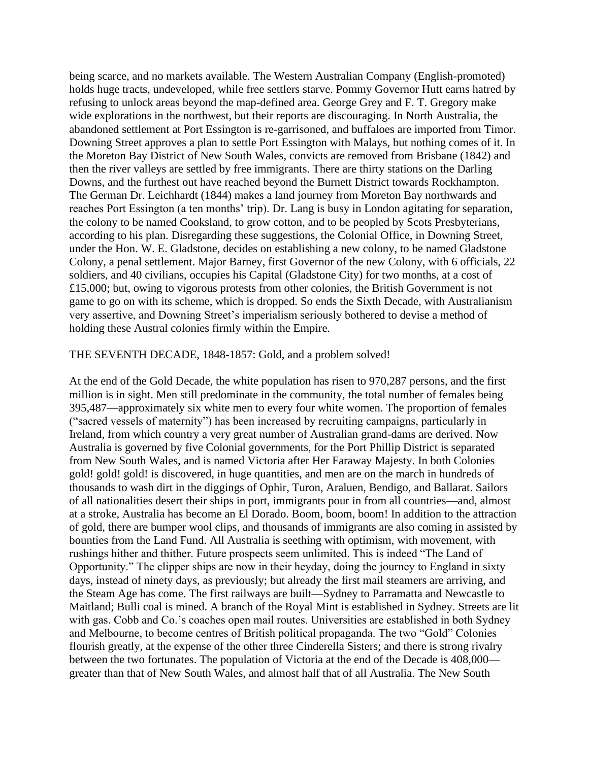being scarce, and no markets available. The Western Australian Company (English-promoted) holds huge tracts, undeveloped, while free settlers starve. Pommy Governor Hutt earns hatred by refusing to unlock areas beyond the map-defined area. George Grey and F. T. Gregory make wide explorations in the northwest, but their reports are discouraging. In North Australia, the abandoned settlement at Port Essington is re-garrisoned, and buffaloes are imported from Timor. Downing Street approves a plan to settle Port Essington with Malays, but nothing comes of it. In the Moreton Bay District of New South Wales, convicts are removed from Brisbane (1842) and then the river valleys are settled by free immigrants. There are thirty stations on the Darling Downs, and the furthest out have reached beyond the Burnett District towards Rockhampton. The German Dr. Leichhardt (1844) makes a land journey from Moreton Bay northwards and reaches Port Essington (a ten months' trip). Dr. Lang is busy in London agitating for separation, the colony to be named Cooksland, to grow cotton, and to be peopled by Scots Presbyterians, according to his plan. Disregarding these suggestions, the Colonial Office, in Downing Street, under the Hon. W. E. Gladstone, decides on establishing a new colony, to be named Gladstone Colony, a penal settlement. Major Barney, first Governor of the new Colony, with 6 officials, 22 soldiers, and 40 civilians, occupies his Capital (Gladstone City) for two months, at a cost of £15,000; but, owing to vigorous protests from other colonies, the British Government is not game to go on with its scheme, which is dropped. So ends the Sixth Decade, with Australianism very assertive, and Downing Street's imperialism seriously bothered to devise a method of holding these Austral colonies firmly within the Empire.

## THE SEVENTH DECADE, 1848-1857: Gold, and a problem solved!

At the end of the Gold Decade, the white population has risen to 970,287 persons, and the first million is in sight. Men still predominate in the community, the total number of females being 395,487—approximately six white men to every four white women. The proportion of females ("sacred vessels of maternity") has been increased by recruiting campaigns, particularly in Ireland, from which country a very great number of Australian grand-dams are derived. Now Australia is governed by five Colonial governments, for the Port Phillip District is separated from New South Wales, and is named Victoria after Her Faraway Majesty. In both Colonies gold! gold! gold! is discovered, in huge quantities, and men are on the march in hundreds of thousands to wash dirt in the diggings of Ophir, Turon, Araluen, Bendigo, and Ballarat. Sailors of all nationalities desert their ships in port, immigrants pour in from all countries—and, almost at a stroke, Australia has become an El Dorado. Boom, boom, boom! In addition to the attraction of gold, there are bumper wool clips, and thousands of immigrants are also coming in assisted by bounties from the Land Fund. All Australia is seething with optimism, with movement, with rushings hither and thither. Future prospects seem unlimited. This is indeed "The Land of Opportunity." The clipper ships are now in their heyday, doing the journey to England in sixty days, instead of ninety days, as previously; but already the first mail steamers are arriving, and the Steam Age has come. The first railways are built—Sydney to Parramatta and Newcastle to Maitland; Bulli coal is mined. A branch of the Royal Mint is established in Sydney. Streets are lit with gas. Cobb and Co.'s coaches open mail routes. Universities are established in both Sydney and Melbourne, to become centres of British political propaganda. The two "Gold" Colonies flourish greatly, at the expense of the other three Cinderella Sisters; and there is strong rivalry between the two fortunates. The population of Victoria at the end of the Decade is 408,000—greater than that of New South Wales, and almost half that of all Australia. The New South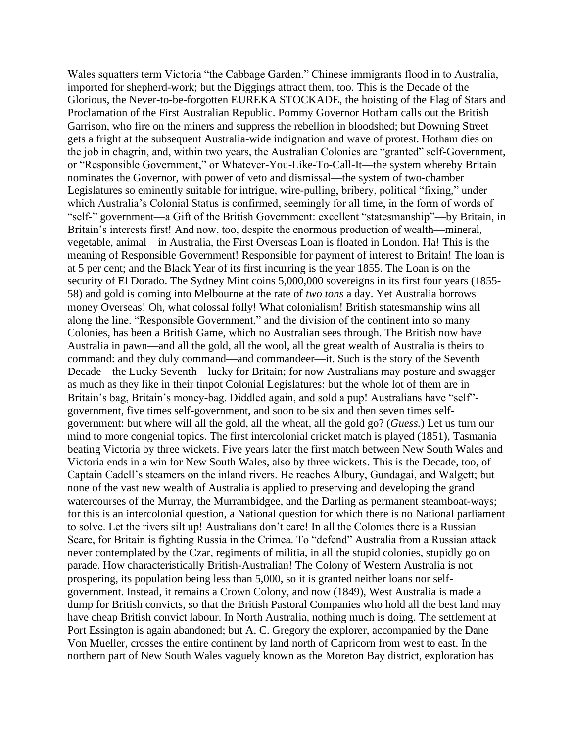Wales squatters term Victoria "the Cabbage Garden." Chinese immigrants flood in to Australia, imported for shepherd-work; but the Diggings attract them, too. This is the Decade of the Glorious, the Never-to-be-forgotten EUREKA STOCKADE, the hoisting of the Flag of Stars and Proclamation of the First Australian Republic. Pommy Governor Hotham calls out the British Garrison, who fire on the miners and suppress the rebellion in bloodshed; but Downing Street gets a fright at the subsequent Australia-wide indignation and wave of protest. Hotham dies on the job in chagrin, and, within two years, the Australian Colonies are "granted" self-Government, or "Responsible Government," or Whatever-You-Like-To-Call-It—the system whereby Britain nominates the Governor, with power of veto and dismissal—the system of two-chamber Legislatures so eminently suitable for intrigue, wire-pulling, bribery, political "fixing," under which Australia's Colonial Status is confirmed, seemingly for all time, in the form of words of "self-" government—a Gift of the British Government: excellent "statesmanship"—by Britain, in Britain's interests first! And now, too, despite the enormous production of wealth—mineral, vegetable, animal—in Australia, the First Overseas Loan is floated in London. Ha! This is the meaning of Responsible Government! Responsible for payment of interest to Britain! The loan is at 5 per cent; and the Black Year of its first incurring is the year 1855. The Loan is on the security of El Dorado. The Sydney Mint coins 5,000,000 sovereigns in its first four years (1855-58) and gold is coming into Melbourne at the rate of *two tons* a day. Yet Australia borrows money Overseas! Oh, what colossal folly! What colonialism! British statesmanship wins all along the line. "Responsible Government," and the division of the continent into so many Colonies, has been a British Game, which no Australian sees through. The British now have Australia in pawn—and all the gold, all the wool, all the great wealth of Australia is theirs to command: and they duly command—and commandeer—it. Such is the story of the Seventh Decade—the Lucky Seventh—lucky for Britain; for now Australians may posture and swagger as much as they like in their tinpot Colonial Legislatures: but the whole lot of them are in Britain's bag, Britain's money-bag. Diddled again, and sold a pup! Australians have "self"-government, five times self-government, and soon to be six and then seven times self-government: but where will all the gold, all the wheat, all the gold go? (*Guess.*) Let us turn our mind to more congenial topics. The first intercolonial cricket match is played (1851), Tasmania beating Victoria by three wickets. Five years later the first match between New South Wales and Victoria ends in a win for New South Wales, also by three wickets. This is the Decade, too, of Captain Cadell's steamers on the inland rivers. He reaches Albury, Gundagai, and Walgett; but none of the vast new wealth of Australia is applied to preserving and developing the grand watercourses of the Murray, the Murrambidgee, and the Darling as permanent steamboat-ways; for this is an intercolonial question, a National question for which there is no National parliament to solve. Let the rivers silt up! Australians don't care! In all the Colonies there is a Russian Scare, for Britain is fighting Russia in the Crimea. To "defend" Australia from a Russian attack never contemplated by the Czar, regiments of militia, in all the stupid colonies, stupidly go on parade. How characteristically British-Australian! The Colony of Western Australia is not prospering, its population being less than 5,000, so it is granted neither loans nor self-government. Instead, it remains a Crown Colony, and now (1849), West Australia is made a dump for British convicts, so that the British Pastoral Companies who hold all the best land may have cheap British convict labour. In North Australia, nothing much is doing. The settlement at Port Essington is again abandoned; but A. C. Gregory the explorer, accompanied by the Dane Von Mueller, crosses the entire continent by land north of Capricorn from west to east. In the northern part of New South Wales vaguely known as the Moreton Bay district, exploration has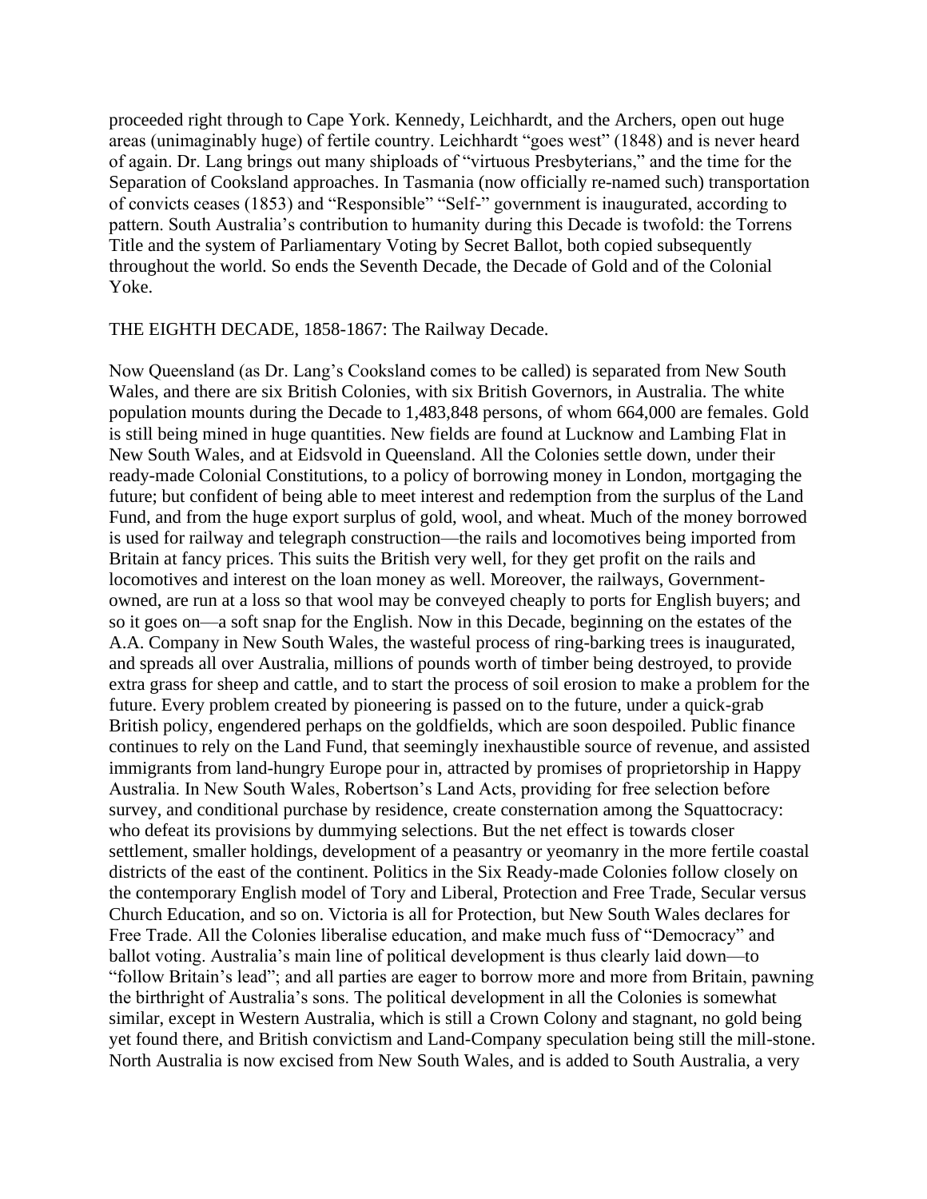proceeded right through to Cape York. Kennedy, Leichhardt, and the Archers, open out huge areas (unimaginably huge) of fertile country. Leichhardt "goes west" (1848) and is never heard of again. Dr. Lang brings out many shiploads of "virtuous Presbyterians," and the time for the Separation of Cooksland approaches. In Tasmania (now officially re-named such) transportation of convicts ceases (1853) and "Responsible" "Self-" government is inaugurated, according to pattern. South Australia's contribution to humanity during this Decade is twofold: the Torrens Title and the system of Parliamentary Voting by Secret Ballot, both copied subsequently throughout the world. So ends the Seventh Decade, the Decade of Gold and of the Colonial Yoke.

THE EIGHTH DECADE, 1858-1867: The Railway Decade.

Now Queensland (as Dr. Lang's Cooksland comes to be called) is separated from New South Wales, and there are six British Colonies, with six British Governors, in Australia. The white population mounts during the Decade to 1,483,848 persons, of whom 664,000 are females. Gold is still being mined in huge quantities. New fields are found at Lucknow and Lambing Flat in New South Wales, and at Eidsvold in Queensland. All the Colonies settle down, under their ready-made Colonial Constitutions, to a policy of borrowing money in London, mortgaging the future; but confident of being able to meet interest and redemption from the surplus of the Land Fund, and from the huge export surplus of gold, wool, and wheat. Much of the money borrowed is used for railway and telegraph construction—the rails and locomotives being imported from Britain at fancy prices. This suits the British very well, for they get profit on the rails and locomotives and interest on the loan money as well. Moreover, the railways, Government-owned, are run at a loss so that wool may be conveyed cheaply to ports for English buyers; and so it goes on—a soft snap for the English. Now in this Decade, beginning on the estates of the A.A. Company in New South Wales, the wasteful process of ring-barking trees is inaugurated, and spreads all over Australia, millions of pounds worth of timber being destroyed, to provide extra grass for sheep and cattle, and to start the process of soil erosion to make a problem for the future. Every problem created by pioneering is passed on to the future, under a quick-grab British policy, engendered perhaps on the goldfields, which are soon despoiled. Public finance continues to rely on the Land Fund, that seemingly inexhaustible source of revenue, and assisted immigrants from land-hungry Europe pour in, attracted by promises of proprietorship in Happy Australia. In New South Wales, Robertson's Land Acts, providing for free selection before survey, and conditional purchase by residence, create consternation among the Squattocracy: who defeat its provisions by dummying selections. But the net effect is towards closer settlement, smaller holdings, development of a peasantry or yeomanry in the more fertile coastal districts of the east of the continent. Politics in the Six Ready-made Colonies follow closely on the contemporary English model of Tory and Liberal, Protection and Free Trade, Secular versus Church Education, and so on. Victoria is all for Protection, but New South Wales declares for Free Trade. All the Colonies liberalise education, and make much fuss of "Democracy" and ballot voting. Australia's main line of political development is thus clearly laid down—to "follow Britain's lead"; and all parties are eager to borrow more and more from Britain, pawning the birthright of Australia's sons. The political development in all the Colonies is somewhat similar, except in Western Australia, which is still a Crown Colony and stagnant, no gold being yet found there, and British convictism and Land-Company speculation being still the mill-stone. North Australia is now excised from New South Wales, and is added to South Australia, a very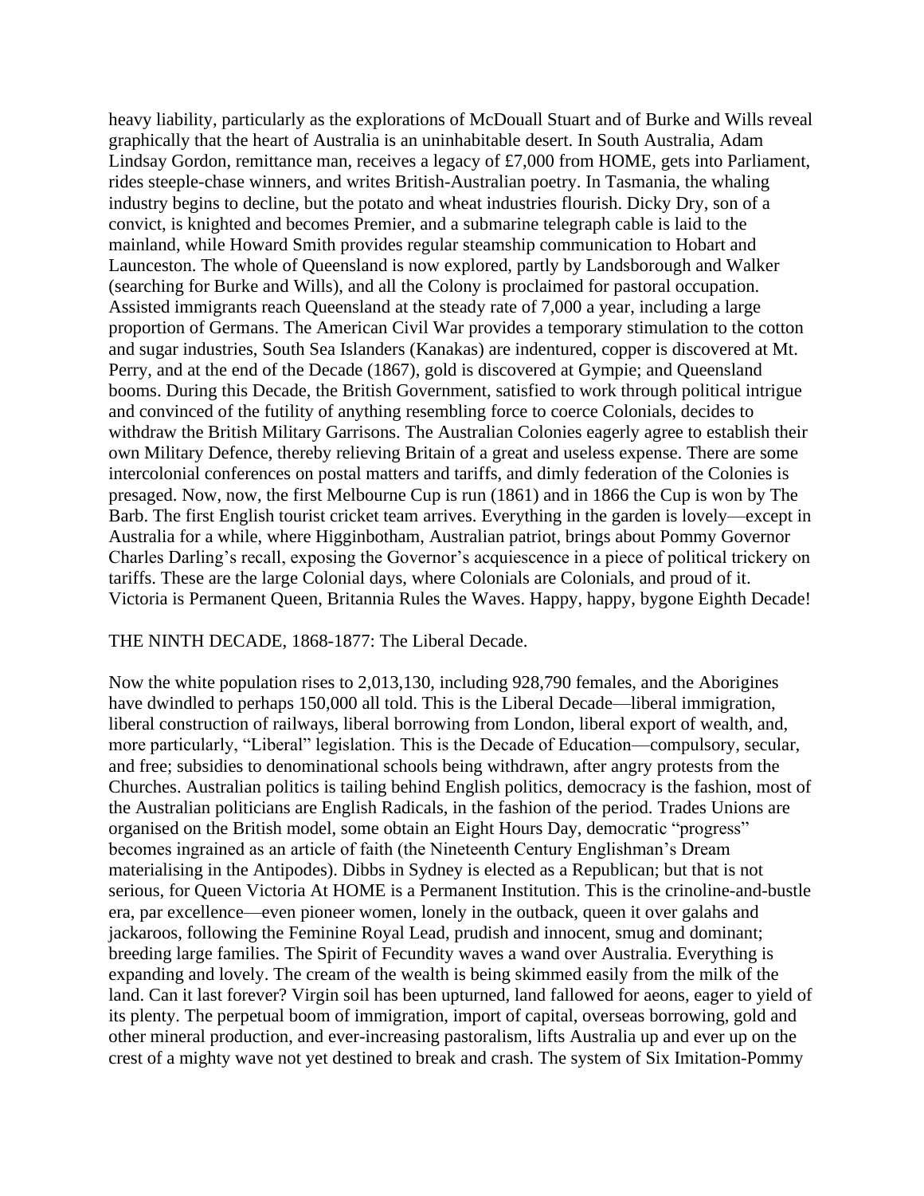heavy liability, particularly as the explorations of McDouall Stuart and of Burke and Wills reveal graphically that the heart of Australia is an uninhabitable desert. In South Australia, Adam Lindsay Gordon, remittance man, receives a legacy of £7,000 from HOME, gets into Parliament, rides steeple-chase winners, and writes British-Australian poetry. In Tasmania, the whaling industry begins to decline, but the potato and wheat industries flourish. Dicky Dry, son of a convict, is knighted and becomes Premier, and a submarine telegraph cable is laid to the mainland, while Howard Smith provides regular steamship communication to Hobart and Launceston. The whole of Queensland is now explored, partly by Landsborough and Walker (searching for Burke and Wills), and all the Colony is proclaimed for pastoral occupation. Assisted immigrants reach Queensland at the steady rate of 7,000 a year, including a large proportion of Germans. The American Civil War provides a temporary stimulation to the cotton and sugar industries, South Sea Islanders (Kanakas) are indentured, copper is discovered at Mt. Perry, and at the end of the Decade (1867), gold is discovered at Gympie; and Queensland booms. During this Decade, the British Government, satisfied to work through political intrigue and convinced of the futility of anything resembling force to coerce Colonials, decides to withdraw the British Military Garrisons. The Australian Colonies eagerly agree to establish their own Military Defence, thereby relieving Britain of a great and useless expense. There are some intercolonial conferences on postal matters and tariffs, and dimly federation of the Colonies is presaged. Now, now, the first Melbourne Cup is run (1861) and in 1866 the Cup is won by The Barb. The first English tourist cricket team arrives. Everything in the garden is lovely—except in Australia for a while, where Higginbotham, Australian patriot, brings about Pommy Governor Charles Darling's recall, exposing the Governor's acquiescence in a piece of political trickery on tariffs. These are the large Colonial days, where Colonials are Colonials, and proud of it. Victoria is Permanent Queen, Britannia Rules the Waves. Happy, happy, bygone Eighth Decade!

THE NINTH DECADE, 1868-1877: The Liberal Decade.

Now the white population rises to 2,013,130, including 928,790 females, and the Aborigines have dwindled to perhaps 150,000 all told. This is the Liberal Decade—liberal immigration, liberal construction of railways, liberal borrowing from London, liberal export of wealth, and, more particularly, "Liberal" legislation. This is the Decade of Education—compulsory, secular, and free; subsidies to denominational schools being withdrawn, after angry protests from the Churches. Australian politics is tailing behind English politics, democracy is the fashion, most of the Australian politicians are English Radicals, in the fashion of the period. Trades Unions are organised on the British model, some obtain an Eight Hours Day, democratic "progress" becomes ingrained as an article of faith (the Nineteenth Century Englishman's Dream materialising in the Antipodes). Dibbs in Sydney is elected as a Republican; but that is not serious, for Queen Victoria At HOME is a Permanent Institution. This is the crinoline-and-bustle era, par excellence—even pioneer women, lonely in the outback, queen it over galahs and jackaroos, following the Feminine Royal Lead, prudish and innocent, smug and dominant; breeding large families. The Spirit of Fecundity waves a wand over Australia. Everything is expanding and lovely. The cream of the wealth is being skimmed easily from the milk of the land. Can it last forever? Virgin soil has been upturned, land fallowed for aeons, eager to yield of its plenty. The perpetual boom of immigration, import of capital, overseas borrowing, gold and other mineral production, and ever-increasing pastoralism, lifts Australia up and ever up on the crest of a mighty wave not yet destined to break and crash. The system of Six Imitation-Pommy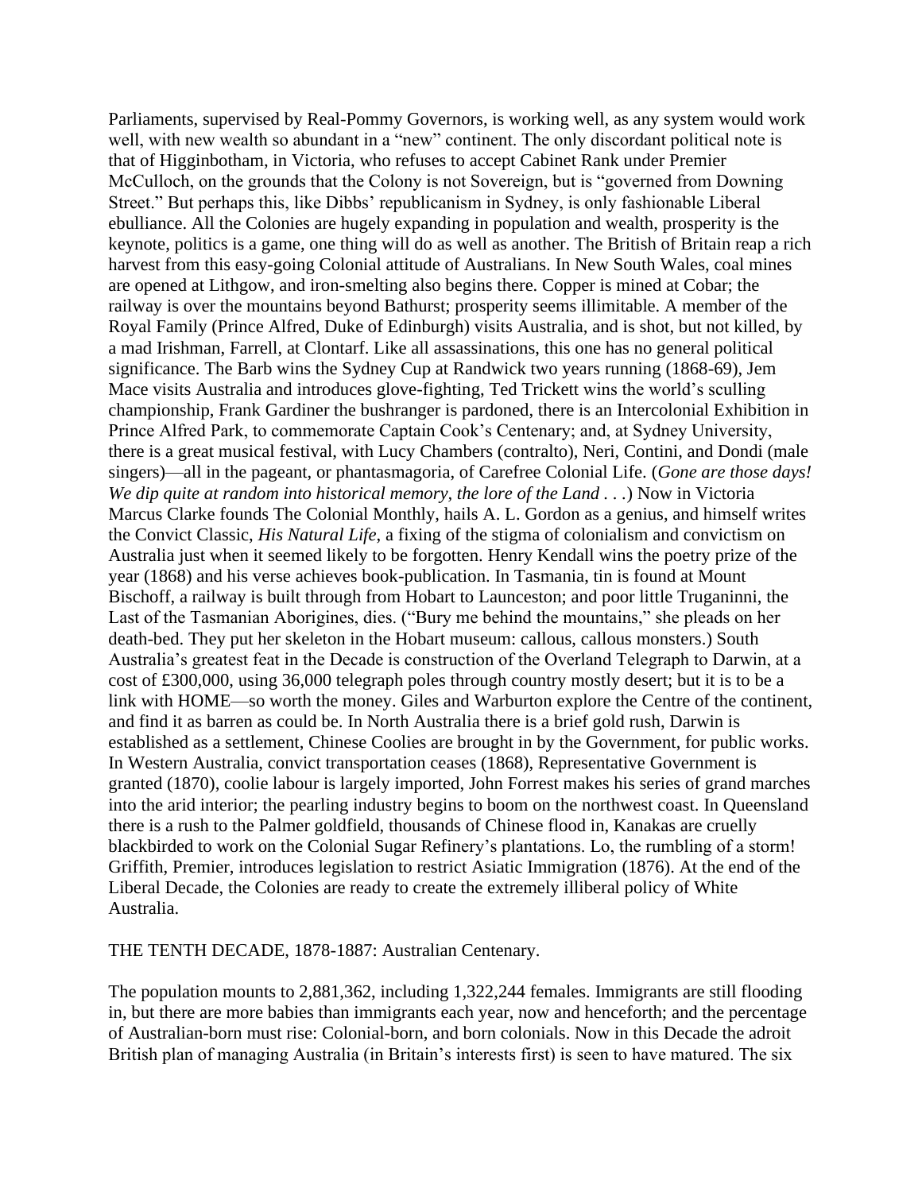Parliaments, supervised by Real-Pommy Governors, is working well, as any system would work well, with new wealth so abundant in a "new" continent. The only discordant political note is that of Higginbotham, in Victoria, who refuses to accept Cabinet Rank under Premier McCulloch, on the grounds that the Colony is not Sovereign, but is "governed from Downing Street." But perhaps this, like Dibbs' republicanism in Sydney, is only fashionable Liberal ebulliance. All the Colonies are hugely expanding in population and wealth, prosperity is the keynote, politics is a game, one thing will do as well as another. The British of Britain reap a rich harvest from this easy-going Colonial attitude of Australians. In New South Wales, coal mines are opened at Lithgow, and iron-smelting also begins there. Copper is mined at Cobar; the railway is over the mountains beyond Bathurst; prosperity seems illimitable. A member of the Royal Family (Prince Alfred, Duke of Edinburgh) visits Australia, and is shot, but not killed, by a mad Irishman, Farrell, at Clontarf. Like all assassinations, this one has no general political significance. The Barb wins the Sydney Cup at Randwick two years running (1868-69), Jem Mace visits Australia and introduces glove-fighting, Ted Trickett wins the world's sculling championship, Frank Gardiner the bushranger is pardoned, there is an Intercolonial Exhibition in Prince Alfred Park, to commemorate Captain Cook's Centenary; and, at Sydney University, there is a great musical festival, with Lucy Chambers (contralto), Neri, Contini, and Dondi (male singers)—all in the pageant, or phantasmagoria, of Carefree Colonial Life. (*Gone are those days! We dip quite at random into historical memory, the lore of the Land . . .*) Now in Victoria Marcus Clarke founds The Colonial Monthly, hails A. L. Gordon as a genius, and himself writes the Convict Classic, *His Natural Life*, a fixing of the stigma of colonialism and convictism on Australia just when it seemed likely to be forgotten. Henry Kendall wins the poetry prize of the year (1868) and his verse achieves book-publication. In Tasmania, tin is found at Mount Bischoff, a railway is built through from Hobart to Launceston; and poor little Truganinni, the Last of the Tasmanian Aborigines, dies. ("Bury me behind the mountains," she pleads on her death-bed. They put her skeleton in the Hobart museum: callous, callous monsters.) South Australia's greatest feat in the Decade is construction of the Overland Telegraph to Darwin, at a cost of £300,000, using 36,000 telegraph poles through country mostly desert; but it is to be a link with HOME—so worth the money. Giles and Warburton explore the Centre of the continent, and find it as barren as could be. In North Australia there is a brief gold rush, Darwin is established as a settlement, Chinese Coolies are brought in by the Government, for public works. In Western Australia, convict transportation ceases (1868), Representative Government is granted (1870), coolie labour is largely imported, John Forrest makes his series of grand marches into the arid interior; the pearling industry begins to boom on the northwest coast. In Queensland there is a rush to the Palmer goldfield, thousands of Chinese flood in, Kanakas are cruelly blackbirded to work on the Colonial Sugar Refinery's plantations. Lo, the rumbling of a storm! Griffith, Premier, introduces legislation to restrict Asiatic Immigration (1876). At the end of the Liberal Decade, the Colonies are ready to create the extremely illiberal policy of White Australia.

THE TENTH DECADE, 1878-1887: Australian Centenary.

The population mounts to 2,881,362, including 1,322,244 females. Immigrants are still flooding in, but there are more babies than immigrants each year, now and henceforth; and the percentage of Australian-born must rise: Colonial-born, and born colonials. Now in this Decade the adroit British plan of managing Australia (in Britain's interests first) is seen to have matured. The six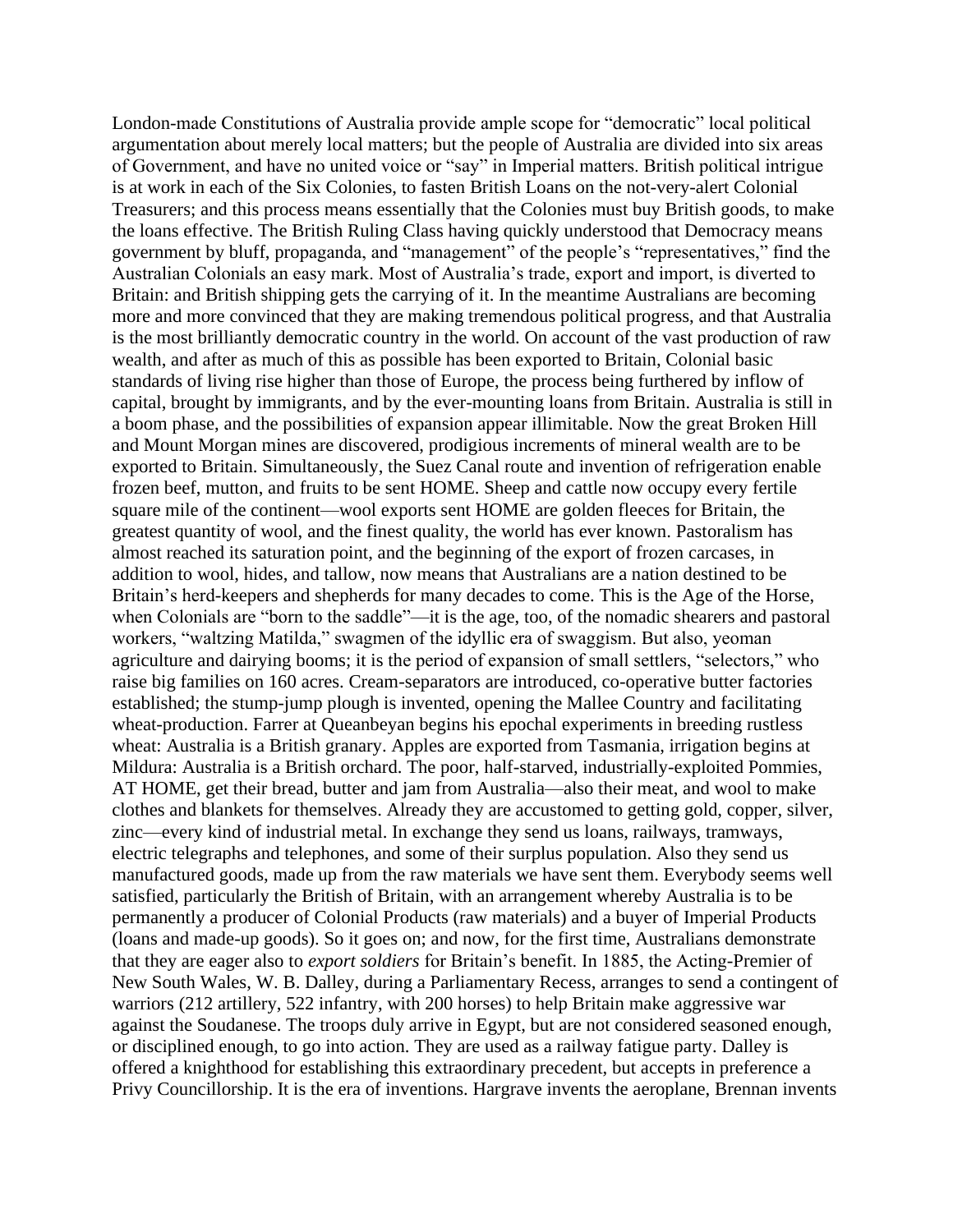London-made Constitutions of Australia provide ample scope for "democratic" local political argumentation about merely local matters; but the people of Australia are divided into six areas of Government, and have no united voice or "say" in Imperial matters. British political intrigue is at work in each of the Six Colonies, to fasten British Loans on the not-very-alert Colonial Treasurers; and this process means essentially that the Colonies must buy British goods, to make the loans effective. The British Ruling Class having quickly understood that Democracy means government by bluff, propaganda, and "management" of the people's "representatives," find the Australian Colonials an easy mark. Most of Australia's trade, export and import, is diverted to Britain: and British shipping gets the carrying of it. In the meantime Australians are becoming more and more convinced that they are making tremendous political progress, and that Australia is the most brilliantly democratic country in the world. On account of the vast production of raw wealth, and after as much of this as possible has been exported to Britain, Colonial basic standards of living rise higher than those of Europe, the process being furthered by inflow of capital, brought by immigrants, and by the ever-mounting loans from Britain. Australia is still in a boom phase, and the possibilities of expansion appear illimitable. Now the great Broken Hill and Mount Morgan mines are discovered, prodigious increments of mineral wealth are to be exported to Britain. Simultaneously, the Suez Canal route and invention of refrigeration enable frozen beef, mutton, and fruits to be sent HOME. Sheep and cattle now occupy every fertile square mile of the continent—wool exports sent HOME are golden fleeces for Britain, the greatest quantity of wool, and the finest quality, the world has ever known. Pastoralism has almost reached its saturation point, and the beginning of the export of frozen carcases, in addition to wool, hides, and tallow, now means that Australians are a nation destined to be Britain's herd-keepers and shepherds for many decades to come. This is the Age of the Horse, when Colonials are "born to the saddle"—it is the age, too, of the nomadic shearers and pastoral workers, "waltzing Matilda," swagmen of the idyllic era of swaggism. But also, yeoman agriculture and dairying booms; it is the period of expansion of small settlers, "selectors," who raise big families on 160 acres. Cream-separators are introduced, co-operative butter factories established; the stump-jump plough is invented, opening the Mallee Country and facilitating wheat-production. Farrer at Queanbeyan begins his epochal experiments in breeding rustless wheat: Australia is a British granary. Apples are exported from Tasmania, irrigation begins at Mildura: Australia is a British orchard. The poor, half-starved, industrially-exploited Pommies, AT HOME, get their bread, butter and jam from Australia—also their meat, and wool to make clothes and blankets for themselves. Already they are accustomed to getting gold, copper, silver, zinc—every kind of industrial metal. In exchange they send us loans, railways, tramways, electric telegraphs and telephones, and some of their surplus population. Also they send us manufactured goods, made up from the raw materials we have sent them. Everybody seems well satisfied, particularly the British of Britain, with an arrangement whereby Australia is to be permanently a producer of Colonial Products (raw materials) and a buyer of Imperial Products (loans and made-up goods). So it goes on; and now, for the first time, Australians demonstrate that they are eager also to *export soldiers* for Britain's benefit. In 1885, the Acting-Premier of New South Wales, W. B. Dalley, during a Parliamentary Recess, arranges to send a contingent of warriors (212 artillery, 522 infantry, with 200 horses) to help Britain make aggressive war against the Soudanese. The troops duly arrive in Egypt, but are not considered seasoned enough, or disciplined enough, to go into action. They are used as a railway fatigue party. Dalley is offered a knighthood for establishing this extraordinary precedent, but accepts in preference a Privy Councillorship. It is the era of inventions. Hargrave invents the aeroplane, Brennan invents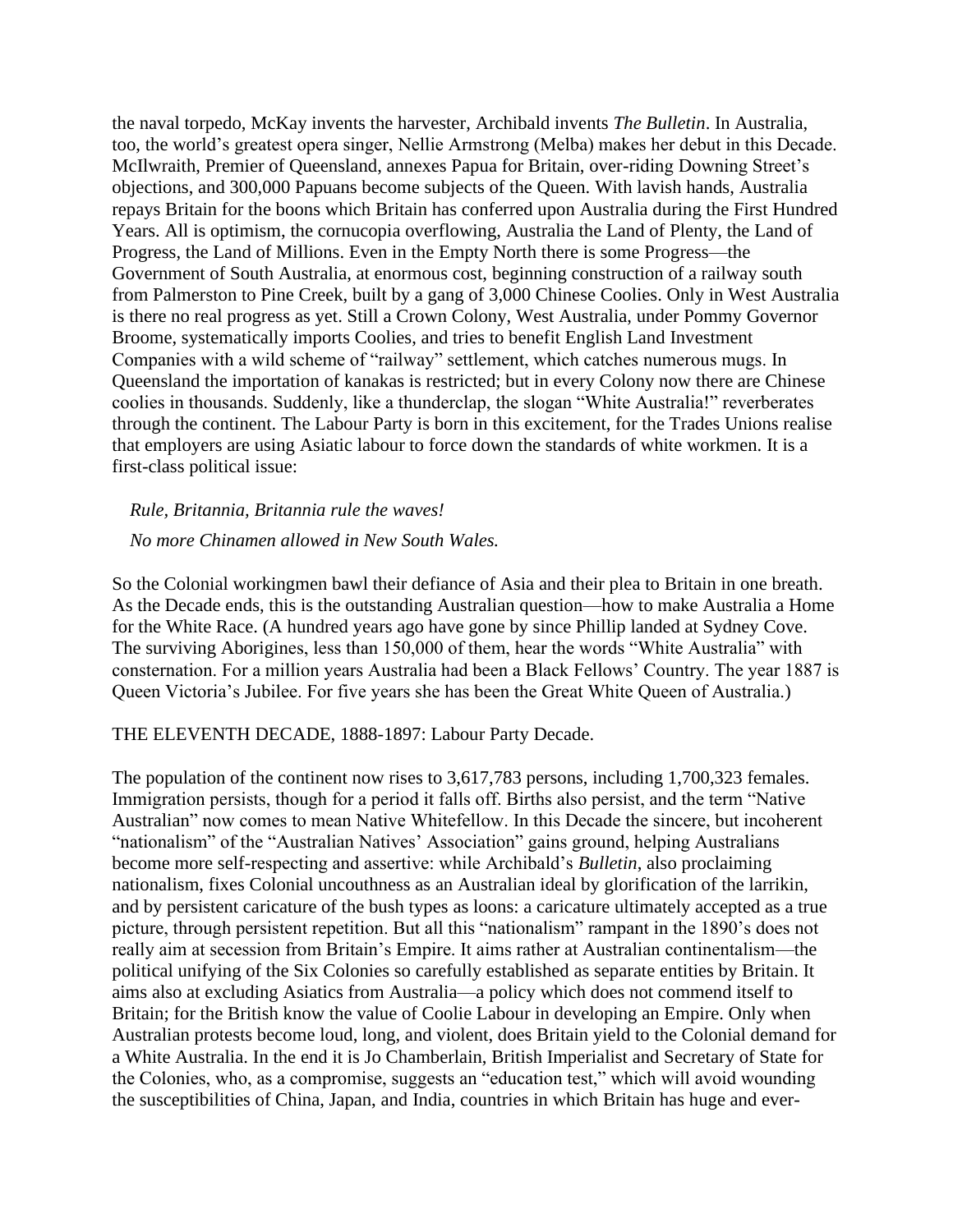the naval torpedo, McKay invents the harvester, Archibald invents *The Bulletin*. In Australia, too, the world's greatest opera singer, Nellie Armstrong (Melba) makes her debut in this Decade. McIlwraith, Premier of Queensland, annexes Papua for Britain, over-riding Downing Street's objections, and 300,000 Papuans become subjects of the Queen. With lavish hands, Australia repays Britain for the boons which Britain has conferred upon Australia during the First Hundred Years. All is optimism, the cornucopia overflowing, Australia the Land of Plenty, the Land of Progress, the Land of Millions. Even in the Empty North there is some Progress—the Government of South Australia, at enormous cost, beginning construction of a railway south from Palmerston to Pine Creek, built by a gang of 3,000 Chinese Coolies. Only in West Australia is there no real progress as yet. Still a Crown Colony, West Australia, under Pommy Governor Broome, systematically imports Coolies, and tries to benefit English Land Investment Companies with a wild scheme of "railway" settlement, which catches numerous mugs. In Queensland the importation of kanakas is restricted; but in every Colony now there are Chinese coolies in thousands. Suddenly, like a thunderclap, the slogan "White Australia!" reverberates through the continent. The Labour Party is born in this excitement, for the Trades Unions realise that employers are using Asiatic labour to force down the standards of white workmen. It is a first-class political issue:

*Rule, Britannia, Britannia rule the waves!*

*No more Chinamen allowed in New South Wales.*

So the Colonial workingmen bawl their defiance of Asia and their plea to Britain in one breath. As the Decade ends, this is the outstanding Australian question—how to make Australia a Home for the White Race. (A hundred years ago have gone by since Phillip landed at Sydney Cove. The surviving Aborigines, less than 150,000 of them, hear the words "White Australia" with consternation. For a million years Australia had been a Black Fellows' Country. The year 1887 is Queen Victoria's Jubilee. For five years she has been the Great White Queen of Australia.)

THE ELEVENTH DECADE, 1888-1897: Labour Party Decade.

The population of the continent now rises to 3,617,783 persons, including 1,700,323 females. Immigration persists, though for a period it falls off. Births also persist, and the term "Native Australian" now comes to mean Native Whitefellow. In this Decade the sincere, but incoherent "nationalism" of the "Australian Natives' Association" gains ground, helping Australians become more self-respecting and assertive: while Archibald's *Bulletin*, also proclaiming nationalism, fixes Colonial uncouthness as an Australian ideal by glorification of the larrikin, and by persistent caricature of the bush types as loons: a caricature ultimately accepted as a true picture, through persistent repetition. But all this "nationalism" rampant in the 1890's does not really aim at secession from Britain's Empire. It aims rather at Australian continentalism—the political unifying of the Six Colonies so carefully established as separate entities by Britain. It aims also at excluding Asiatics from Australia—a policy which does not commend itself to Britain; for the British know the value of Coolie Labour in developing an Empire. Only when Australian protests become loud, long, and violent, does Britain yield to the Colonial demand for a White Australia. In the end it is Jo Chamberlain, British Imperialist and Secretary of State for the Colonies, who, as a compromise, suggests an "education test," which will avoid wounding the susceptibilities of China, Japan, and India, countries in which Britain has huge and ever-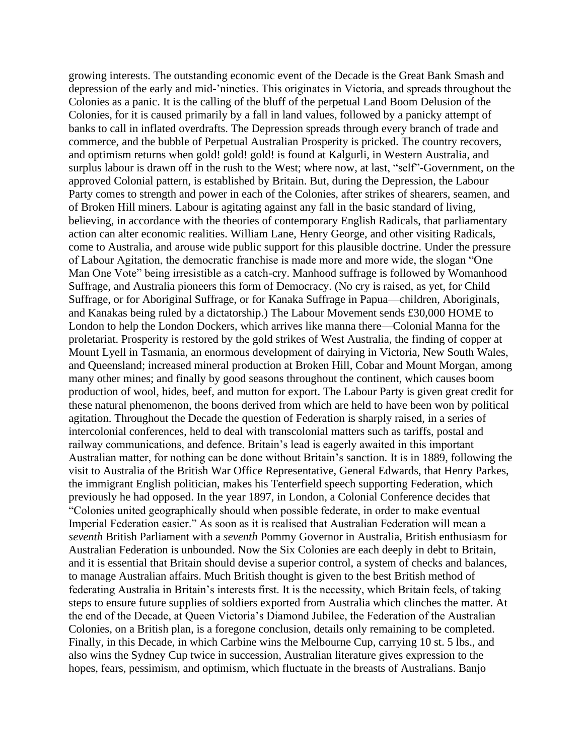growing interests. The outstanding economic event of the Decade is the Great Bank Smash and depression of the early and mid-'nineties. This originates in Victoria, and spreads throughout the Colonies as a panic. It is the calling of the bluff of the perpetual Land Boom Delusion of the Colonies, for it is caused primarily by a fall in land values, followed by a panicky attempt of banks to call in inflated overdrafts. The Depression spreads through every branch of trade and commerce, and the bubble of Perpetual Australian Prosperity is pricked. The country recovers, and optimism returns when gold! gold! gold! is found at Kalgurli, in Western Australia, and surplus labour is drawn off in the rush to the West; where now, at last, "self"-Government, on the approved Colonial pattern, is established by Britain. But, during the Depression, the Labour Party comes to strength and power in each of the Colonies, after strikes of shearers, seamen, and of Broken Hill miners. Labour is agitating against any fall in the basic standard of living, believing, in accordance with the theories of contemporary English Radicals, that parliamentary action can alter economic realities. William Lane, Henry George, and other visiting Radicals, come to Australia, and arouse wide public support for this plausible doctrine. Under the pressure of Labour Agitation, the democratic franchise is made more and more wide, the slogan "One Man One Vote" being irresistible as a catch-cry. Manhood suffrage is followed by Womanhood Suffrage, and Australia pioneers this form of Democracy. (No cry is raised, as yet, for Child Suffrage, or for Aboriginal Suffrage, or for Kanaka Suffrage in Papua—children, Aboriginals, and Kanakas being ruled by a dictatorship.) The Labour Movement sends £30,000 HOME to London to help the London Dockers, which arrives like manna there—Colonial Manna for the proletariat. Prosperity is restored by the gold strikes of West Australia, the finding of copper at Mount Lyell in Tasmania, an enormous development of dairying in Victoria, New South Wales, and Queensland; increased mineral production at Broken Hill, Cobar and Mount Morgan, among many other mines; and finally by good seasons throughout the continent, which causes boom production of wool, hides, beef, and mutton for export. The Labour Party is given great credit for these natural phenomenon, the boons derived from which are held to have been won by political agitation. Throughout the Decade the question of Federation is sharply raised, in a series of intercolonial conferences, held to deal with transcolonial matters such as tariffs, postal and railway communications, and defence. Britain's lead is eagerly awaited in this important Australian matter, for nothing can be done without Britain's sanction. It is in 1889, following the visit to Australia of the British War Office Representative, General Edwards, that Henry Parkes, the immigrant English politician, makes his Tenterfield speech supporting Federation, which previously he had opposed. In the year 1897, in London, a Colonial Conference decides that "Colonies united geographically should when possible federate, in order to make eventual Imperial Federation easier." As soon as it is realised that Australian Federation will mean a *seventh* British Parliament with a *seventh* Pommy Governor in Australia, British enthusiasm for Australian Federation is unbounded. Now the Six Colonies are each deeply in debt to Britain, and it is essential that Britain should devise a superior control, a system of checks and balances, to manage Australian affairs. Much British thought is given to the best British method of federating Australia in Britain's interests first. It is the necessity, which Britain feels, of taking steps to ensure future supplies of soldiers exported from Australia which clinches the matter. At the end of the Decade, at Queen Victoria's Diamond Jubilee, the Federation of the Australian Colonies, on a British plan, is a foregone conclusion, details only remaining to be completed. Finally, in this Decade, in which Carbine wins the Melbourne Cup, carrying 10 st. 5 lbs., and also wins the Sydney Cup twice in succession, Australian literature gives expression to the hopes, fears, pessimism, and optimism, which fluctuate in the breasts of Australians. Banjo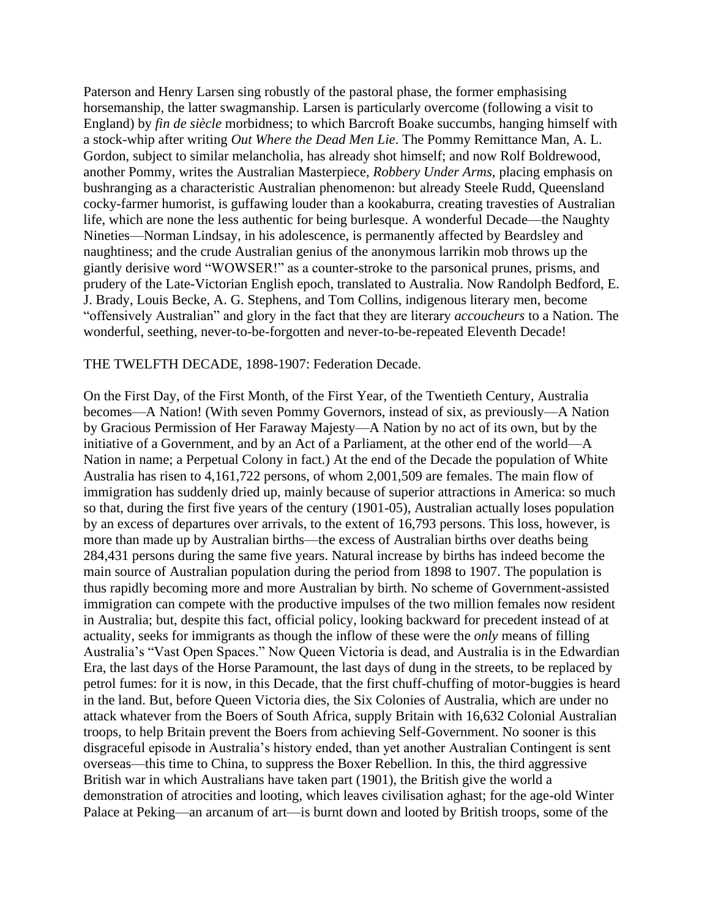Paterson and Henry Larsen sing robustly of the pastoral phase, the former emphasising horsemanship, the latter swagmanship. Larsen is particularly overcome (following a visit to England) by *fin de siècle* morbidness; to which Barcroft Boake succumbs, hanging himself with a stock-whip after writing *Out Where the Dead Men Lie*. The Pommy Remittance Man, A. L. Gordon, subject to similar melancholia, has already shot himself; and now Rolf Boldrewood, another Pommy, writes the Australian Masterpiece, *Robbery Under Arms*, placing emphasis on bushranging as a characteristic Australian phenomenon: but already Steele Rudd, Queensland cocky-farmer humorist, is guffawing louder than a kookaburra, creating travesties of Australian life, which are none the less authentic for being burlesque. A wonderful Decade—the Naughty Nineties—Norman Lindsay, in his adolescence, is permanently affected by Beardsley and naughtiness; and the crude Australian genius of the anonymous larrikin mob throws up the giantly derisive word "WOWSER!" as a counter-stroke to the parsonical prunes, prisms, and prudery of the Late-Victorian English epoch, translated to Australia. Now Randolph Bedford, E. J. Brady, Louis Becke, A. G. Stephens, and Tom Collins, indigenous literary men, become "offensively Australian" and glory in the fact that they are literary *accoucheurs* to a Nation. The wonderful, seething, never-to-be-forgotten and never-to-be-repeated Eleventh Decade!

THE TWELFTH DECADE, 1898-1907: Federation Decade.

On the First Day, of the First Month, of the First Year, of the Twentieth Century, Australia becomes—A Nation! (With seven Pommy Governors, instead of six, as previously—A Nation by Gracious Permission of Her Faraway Majesty—A Nation by no act of its own, but by the initiative of a Government, and by an Act of a Parliament, at the other end of the world—A Nation in name; a Perpetual Colony in fact.) At the end of the Decade the population of White Australia has risen to 4,161,722 persons, of whom 2,001,509 are females. The main flow of immigration has suddenly dried up, mainly because of superior attractions in America: so much so that, during the first five years of the century (1901-05), Australian actually loses population by an excess of departures over arrivals, to the extent of 16,793 persons. This loss, however, is more than made up by Australian births—the excess of Australian births over deaths being 284,431 persons during the same five years. Natural increase by births has indeed become the main source of Australian population during the period from 1898 to 1907. The population is thus rapidly becoming more and more Australian by birth. No scheme of Government-assisted immigration can compete with the productive impulses of the two million females now resident in Australia; but, despite this fact, official policy, looking backward for precedent instead of at actuality, seeks for immigrants as though the inflow of these were the *only* means of filling Australia's "Vast Open Spaces." Now Queen Victoria is dead, and Australia is in the Edwardian Era, the last days of the Horse Paramount, the last days of dung in the streets, to be replaced by petrol fumes: for it is now, in this Decade, that the first chuff-chuffing of motor-buggies is heard in the land. But, before Queen Victoria dies, the Six Colonies of Australia, which are under no attack whatever from the Boers of South Africa, supply Britain with 16,632 Colonial Australian troops, to help Britain prevent the Boers from achieving Self-Government. No sooner is this disgraceful episode in Australia's history ended, than yet another Australian Contingent is sent overseas—this time to China, to suppress the Boxer Rebellion. In this, the third aggressive British war in which Australians have taken part (1901), the British give the world a demonstration of atrocities and looting, which leaves civilisation aghast; for the age-old Winter Palace at Peking—an arcanum of art—is burnt down and looted by British troops, some of the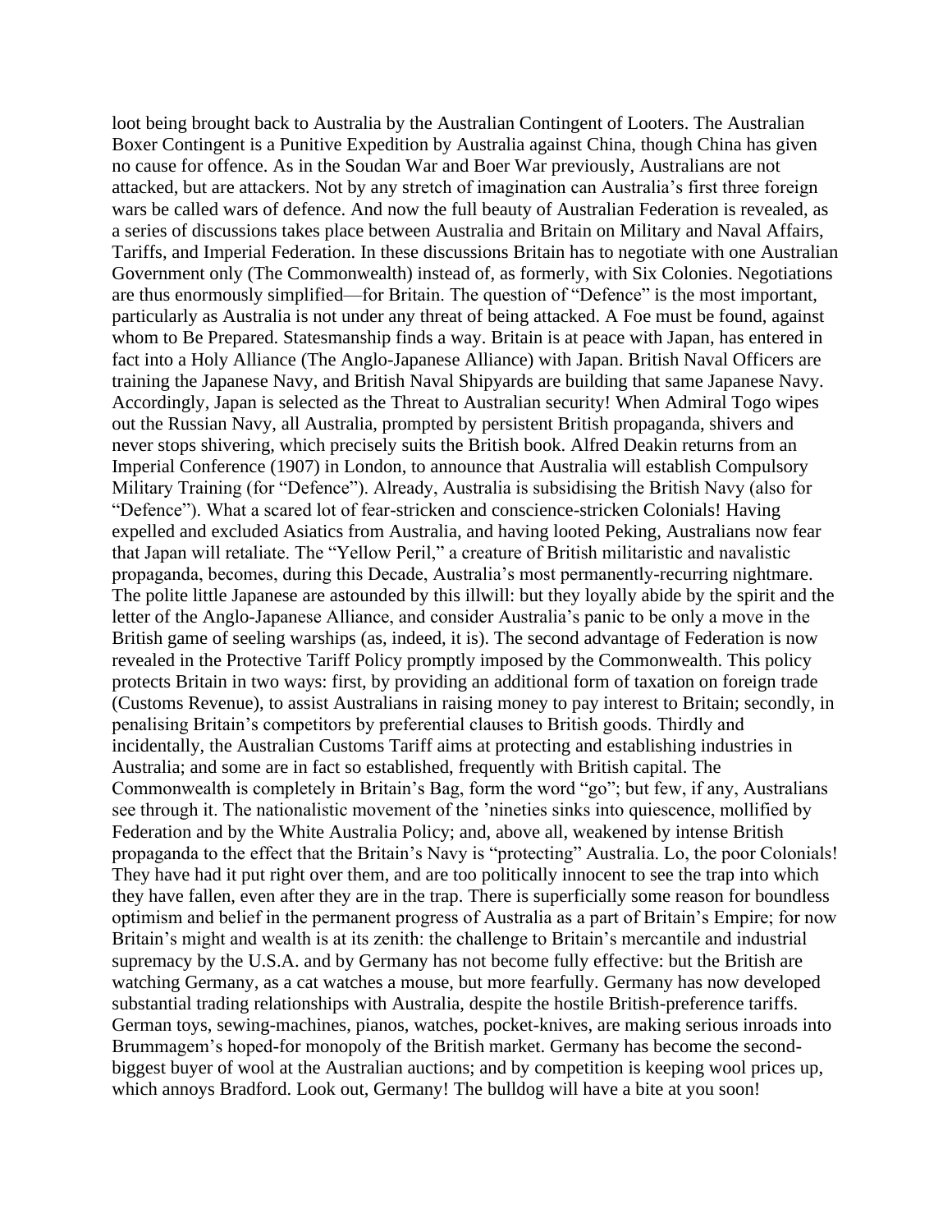loot being brought back to Australia by the Australian Contingent of Looters. The Australian Boxer Contingent is a Punitive Expedition by Australia against China, though China has given no cause for offence. As in the Soudan War and Boer War previously, Australians are not attacked, but are attackers. Not by any stretch of imagination can Australia's first three foreign wars be called wars of defence. And now the full beauty of Australian Federation is revealed, as a series of discussions takes place between Australia and Britain on Military and Naval Affairs, Tariffs, and Imperial Federation. In these discussions Britain has to negotiate with one Australian Government only (The Commonwealth) instead of, as formerly, with Six Colonies. Negotiations are thus enormously simplified—for Britain. The question of "Defence" is the most important, particularly as Australia is not under any threat of being attacked. A Foe must be found, against whom to Be Prepared. Statesmanship finds a way. Britain is at peace with Japan, has entered in fact into a Holy Alliance (The Anglo-Japanese Alliance) with Japan. British Naval Officers are training the Japanese Navy, and British Naval Shipyards are building that same Japanese Navy. Accordingly, Japan is selected as the Threat to Australian security! When Admiral Togo wipes out the Russian Navy, all Australia, prompted by persistent British propaganda, shivers and never stops shivering, which precisely suits the British book. Alfred Deakin returns from an Imperial Conference (1907) in London, to announce that Australia will establish Compulsory Military Training (for "Defence"). Already, Australia is subsidising the British Navy (also for "Defence"). What a scared lot of fear-stricken and conscience-stricken Colonials! Having expelled and excluded Asiatics from Australia, and having looted Peking, Australians now fear that Japan will retaliate. The "Yellow Peril," a creature of British militaristic and navalistic propaganda, becomes, during this Decade, Australia's most permanently-recurring nightmare. The polite little Japanese are astounded by this illwill: but they loyally abide by the spirit and the letter of the Anglo-Japanese Alliance, and consider Australia's panic to be only a move in the British game of seeling warships (as, indeed, it is). The second advantage of Federation is now revealed in the Protective Tariff Policy promptly imposed by the Commonwealth. This policy protects Britain in two ways: first, by providing an additional form of taxation on foreign trade (Customs Revenue), to assist Australians in raising money to pay interest to Britain; secondly, in penalising Britain's competitors by preferential clauses to British goods. Thirdly and incidentally, the Australian Customs Tariff aims at protecting and establishing industries in Australia; and some are in fact so established, frequently with British capital. The Commonwealth is completely in Britain's Bag, form the word "go"; but few, if any, Australians see through it. The nationalistic movement of the 'nineties sinks into quiescence, mollified by Federation and by the White Australia Policy; and, above all, weakened by intense British propaganda to the effect that the Britain's Navy is "protecting" Australia. Lo, the poor Colonials! They have had it put right over them, and are too politically innocent to see the trap into which they have fallen, even after they are in the trap. There is superficially some reason for boundless optimism and belief in the permanent progress of Australia as a part of Britain's Empire; for now Britain's might and wealth is at its zenith: the challenge to Britain's mercantile and industrial supremacy by the U.S.A. and by Germany has not become fully effective: but the British are watching Germany, as a cat watches a mouse, but more fearfully. Germany has now developed substantial trading relationships with Australia, despite the hostile British-preference tariffs. German toys, sewing-machines, pianos, watches, pocket-knives, are making serious inroads into Brummagem's hoped-for monopoly of the British market. Germany has become the second-biggest buyer of wool at the Australian auctions; and by competition is keeping wool prices up, which annoys Bradford. Look out, Germany! The bulldog will have a bite at you soon!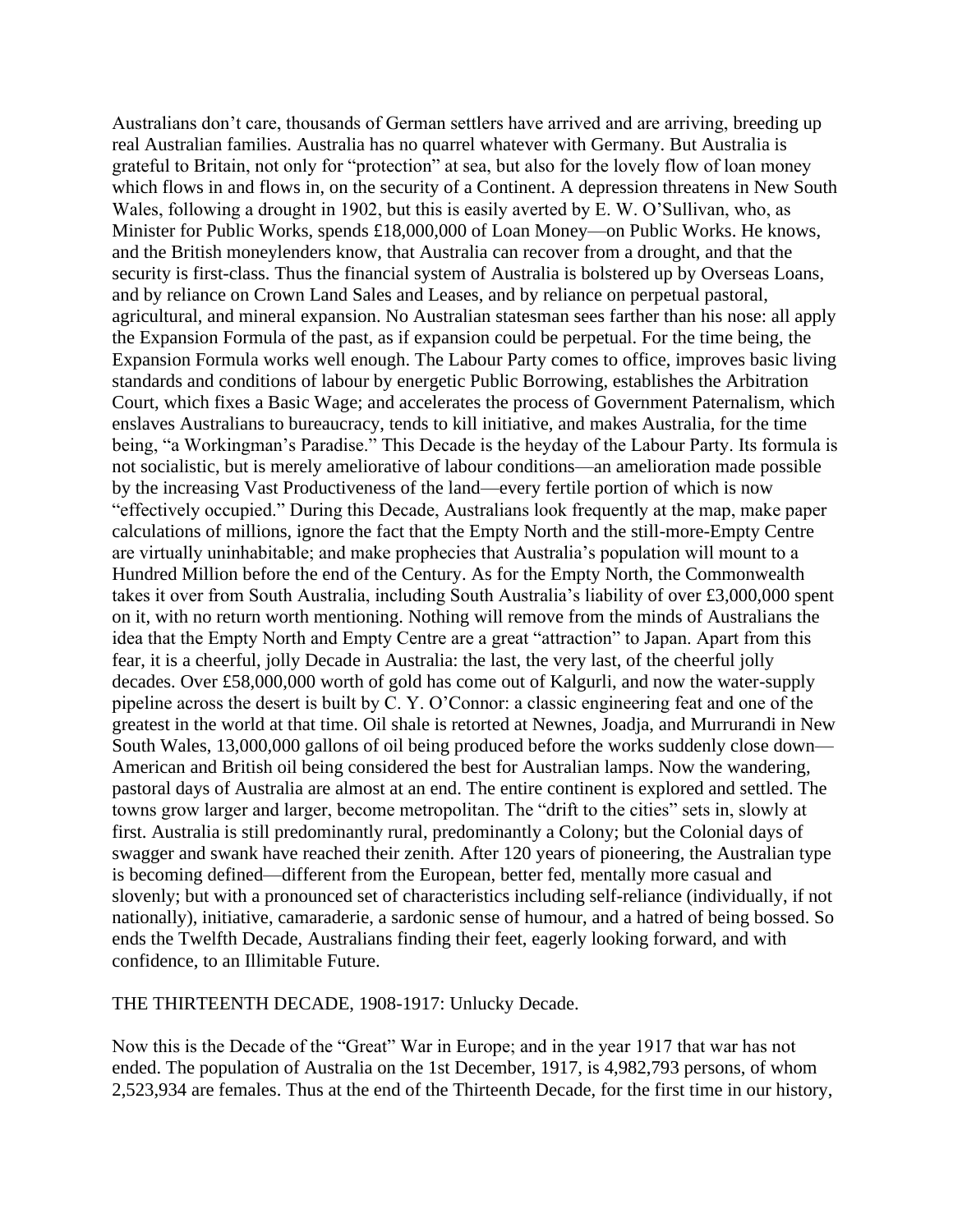Australians don't care, thousands of German settlers have arrived and are arriving, breeding up real Australian families. Australia has no quarrel whatever with Germany. But Australia is grateful to Britain, not only for "protection" at sea, but also for the lovely flow of loan money which flows in and flows in, on the security of a Continent. A depression threatens in New South Wales, following a drought in 1902, but this is easily averted by E. W. O'Sullivan, who, as Minister for Public Works, spends £18,000,000 of Loan Money—on Public Works. He knows, and the British moneylenders know, that Australia can recover from a drought, and that the security is first-class. Thus the financial system of Australia is bolstered up by Overseas Loans, and by reliance on Crown Land Sales and Leases, and by reliance on perpetual pastoral, agricultural, and mineral expansion. No Australian statesman sees farther than his nose: all apply the Expansion Formula of the past, as if expansion could be perpetual. For the time being, the Expansion Formula works well enough. The Labour Party comes to office, improves basic living standards and conditions of labour by energetic Public Borrowing, establishes the Arbitration Court, which fixes a Basic Wage; and accelerates the process of Government Paternalism, which enslaves Australians to bureaucracy, tends to kill initiative, and makes Australia, for the time being, "a Workingman's Paradise." This Decade is the heyday of the Labour Party. Its formula is not socialistic, but is merely ameliorative of labour conditions—an amelioration made possible by the increasing Vast Productiveness of the land—every fertile portion of which is now "effectively occupied." During this Decade, Australians look frequently at the map, make paper calculations of millions, ignore the fact that the Empty North and the still-more-Empty Centre are virtually uninhabitable; and make prophecies that Australia's population will mount to a Hundred Million before the end of the Century. As for the Empty North, the Commonwealth takes it over from South Australia, including South Australia's liability of over £3,000,000 spent on it, with no return worth mentioning. Nothing will remove from the minds of Australians the idea that the Empty North and Empty Centre are a great "attraction" to Japan. Apart from this fear, it is a cheerful, jolly Decade in Australia: the last, the very last, of the cheerful jolly decades. Over £58,000,000 worth of gold has come out of Kalgurli, and now the water-supply pipeline across the desert is built by C. Y. O'Connor: a classic engineering feat and one of the greatest in the world at that time. Oil shale is retorted at Newnes, Joadja, and Murrurandi in New South Wales, 13,000,000 gallons of oil being produced before the works suddenly close down—American and British oil being considered the best for Australian lamps. Now the wandering, pastoral days of Australia are almost at an end. The entire continent is explored and settled. The towns grow larger and larger, become metropolitan. The "drift to the cities" sets in, slowly at first. Australia is still predominantly rural, predominantly a Colony; but the Colonial days of swagger and swank have reached their zenith. After 120 years of pioneering, the Australian type is becoming defined—different from the European, better fed, mentally more casual and slovenly; but with a pronounced set of characteristics including self-reliance (individually, if not nationally), initiative, camaraderie, a sardonic sense of humour, and a hatred of being bossed. So ends the Twelfth Decade, Australians finding their feet, eagerly looking forward, and with confidence, to an Illimitable Future.

THE THIRTEENTH DECADE, 1908-1917: Unlucky Decade.

Now this is the Decade of the "Great" War in Europe; and in the year 1917 that war has not ended. The population of Australia on the 1st December, 1917, is 4,982,793 persons, of whom 2,523,934 are females. Thus at the end of the Thirteenth Decade, for the first time in our history,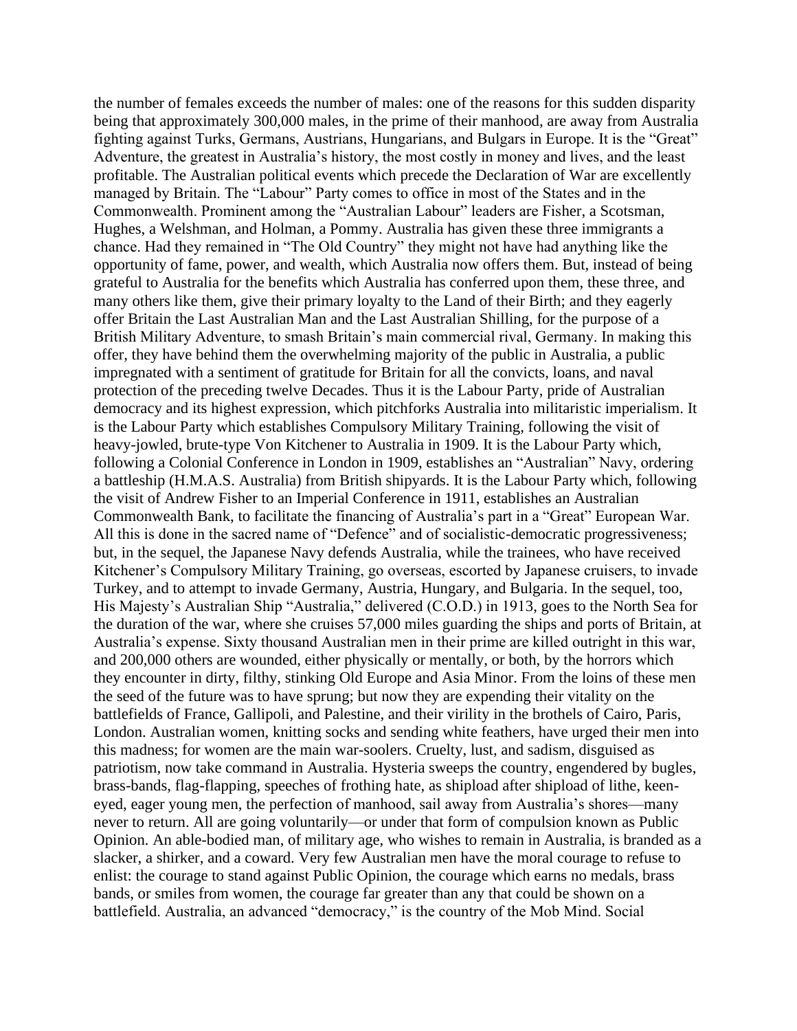the number of females exceeds the number of males: one of the reasons for this sudden disparity being that approximately 300,000 males, in the prime of their manhood, are away from Australia fighting against Turks, Germans, Austrians, Hungarians, and Bulgars in Europe. It is the "Great" Adventure, the greatest in Australia's history, the most costly in money and lives, and the least profitable. The Australian political events which precede the Declaration of War are excellently managed by Britain. The "Labour" Party comes to office in most of the States and in the Commonwealth. Prominent among the "Australian Labour" leaders are Fisher, a Scotsman, Hughes, a Welshman, and Holman, a Pommy. Australia has given these three immigrants a chance. Had they remained in "The Old Country" they might not have had anything like the opportunity of fame, power, and wealth, which Australia now offers them. But, instead of being grateful to Australia for the benefits which Australia has conferred upon them, these three, and many others like them, give their primary loyalty to the Land of their Birth; and they eagerly offer Britain the Last Australian Man and the Last Australian Shilling, for the purpose of a British Military Adventure, to smash Britain's main commercial rival, Germany. In making this offer, they have behind them the overwhelming majority of the public in Australia, a public impregnated with a sentiment of gratitude for Britain for all the convicts, loans, and naval protection of the preceding twelve Decades. Thus it is the Labour Party, pride of Australian democracy and its highest expression, which pitchforks Australia into militaristic imperialism. It is the Labour Party which establishes Compulsory Military Training, following the visit of heavy-jowled, brute-type Von Kitchener to Australia in 1909. It is the Labour Party which, following a Colonial Conference in London in 1909, establishes an "Australian" Navy, ordering a battleship (H.M.A.S. Australia) from British shipyards. It is the Labour Party which, following the visit of Andrew Fisher to an Imperial Conference in 1911, establishes an Australian Commonwealth Bank, to facilitate the financing of Australia's part in a "Great" European War. All this is done in the sacred name of "Defence" and of socialistic-democratic progressiveness; but, in the sequel, the Japanese Navy defends Australia, while the trainees, who have received Kitchener's Compulsory Military Training, go overseas, escorted by Japanese cruisers, to invade Turkey, and to attempt to invade Germany, Austria, Hungary, and Bulgaria. In the sequel, too, His Majesty's Australian Ship "Australia," delivered (C.O.D.) in 1913, goes to the North Sea for the duration of the war, where she cruises 57,000 miles guarding the ships and ports of Britain, at Australia's expense. Sixty thousand Australian men in their prime are killed outright in this war, and 200,000 others are wounded, either physically or mentally, or both, by the horrors which they encounter in dirty, filthy, stinking Old Europe and Asia Minor. From the loins of these men the seed of the future was to have sprung; but now they are expending their vitality on the battlefields of France, Gallipoli, and Palestine, and their virility in the brothels of Cairo, Paris, London. Australian women, knitting socks and sending white feathers, have urged their men into this madness; for women are the main war-soolers. Cruelty, lust, and sadism, disguised as patriotism, now take command in Australia. Hysteria sweeps the country, engendered by bugles, brass-bands, flag-flapping, speeches of frothing hate, as shipload after shipload of lithe, keen-eyed, eager young men, the perfection of manhood, sail away from Australia's shores—many never to return. All are going voluntarily—or under that form of compulsion known as Public Opinion. An able-bodied man, of military age, who wishes to remain in Australia, is branded as a slacker, a shirker, and a coward. Very few Australian men have the moral courage to refuse to enlist: the courage to stand against Public Opinion, the courage which earns no medals, brass bands, or smiles from women, the courage far greater than any that could be shown on a battlefield. Australia, an advanced "democracy," is the country of the Mob Mind. Social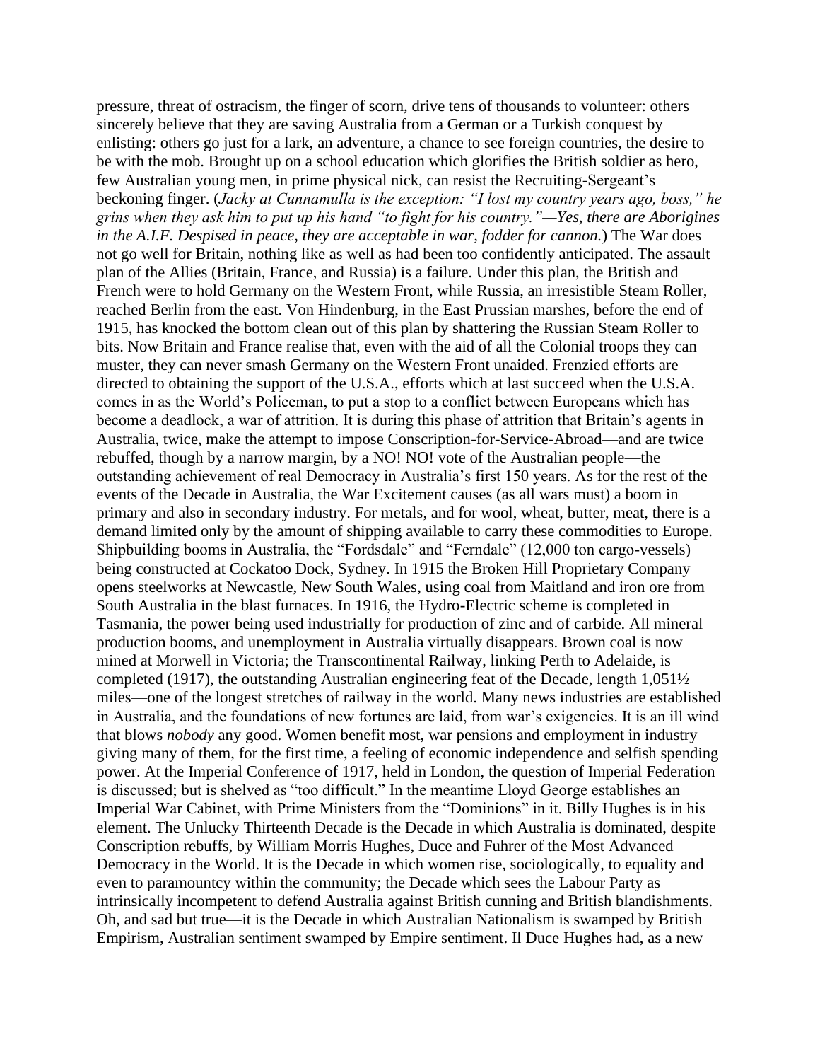pressure, threat of ostracism, the finger of scorn, drive tens of thousands to volunteer: others sincerely believe that they are saving Australia from a German or a Turkish conquest by enlisting: others go just for a lark, an adventure, a chance to see foreign countries, the desire to be with the mob. Brought up on a school education which glorifies the British soldier as hero, few Australian young men, in prime physical nick, can resist the Recruiting-Sergeant's beckoning finger. (*Jacky at Cunnamulla is the exception: "I lost my country years ago, boss," he grins when they ask him to put up his hand "to fight for his country."—Yes, there are Aborigines in the A.I.F. Despised in peace, they are acceptable in war, fodder for cannon.*) The War does not go well for Britain, nothing like as well as had been too confidently anticipated. The assault plan of the Allies (Britain, France, and Russia) is a failure. Under this plan, the British and French were to hold Germany on the Western Front, while Russia, an irresistible Steam Roller, reached Berlin from the east. Von Hindenburg, in the East Prussian marshes, before the end of 1915, has knocked the bottom clean out of this plan by shattering the Russian Steam Roller to bits. Now Britain and France realise that, even with the aid of all the Colonial troops they can muster, they can never smash Germany on the Western Front unaided. Frenzied efforts are directed to obtaining the support of the U.S.A., efforts which at last succeed when the U.S.A. comes in as the World's Policeman, to put a stop to a conflict between Europeans which has become a deadlock, a war of attrition. It is during this phase of attrition that Britain's agents in Australia, twice, make the attempt to impose Conscription-for-Service-Abroad—and are twice rebuffed, though by a narrow margin, by a NO! NO! vote of the Australian people—the outstanding achievement of real Democracy in Australia's first 150 years. As for the rest of the events of the Decade in Australia, the War Excitement causes (as all wars must) a boom in primary and also in secondary industry. For metals, and for wool, wheat, butter, meat, there is a demand limited only by the amount of shipping available to carry these commodities to Europe. Shipbuilding booms in Australia, the "Fordsdale" and "Ferndale" (12,000 ton cargo-vessels) being constructed at Cockatoo Dock, Sydney. In 1915 the Broken Hill Proprietary Company opens steelworks at Newcastle, New South Wales, using coal from Maitland and iron ore from South Australia in the blast furnaces. In 1916, the Hydro-Electric scheme is completed in Tasmania, the power being used industrially for production of zinc and of carbide. All mineral production booms, and unemployment in Australia virtually disappears. Brown coal is now mined at Morwell in Victoria; the Transcontinental Railway, linking Perth to Adelaide, is completed (1917), the outstanding Australian engineering feat of the Decade, length 1,051½ miles—one of the longest stretches of railway in the world. Many news industries are established in Australia, and the foundations of new fortunes are laid, from war's exigencies. It is an ill wind that blows *nobody* any good. Women benefit most, war pensions and employment in industry giving many of them, for the first time, a feeling of economic independence and selfish spending power. At the Imperial Conference of 1917, held in London, the question of Imperial Federation is discussed; but is shelved as "too difficult." In the meantime Lloyd George establishes an Imperial War Cabinet, with Prime Ministers from the "Dominions" in it. Billy Hughes is in his element. The Unlucky Thirteenth Decade is the Decade in which Australia is dominated, despite Conscription rebuffs, by William Morris Hughes, Duce and Fuhrer of the Most Advanced Democracy in the World. It is the Decade in which women rise, sociologically, to equality and even to paramountcy within the community; the Decade which sees the Labour Party as intrinsically incompetent to defend Australia against British cunning and British blandishments. Oh, and sad but true—it is the Decade in which Australian Nationalism is swamped by British Empirism, Australian sentiment swamped by Empire sentiment. Il Duce Hughes had, as a new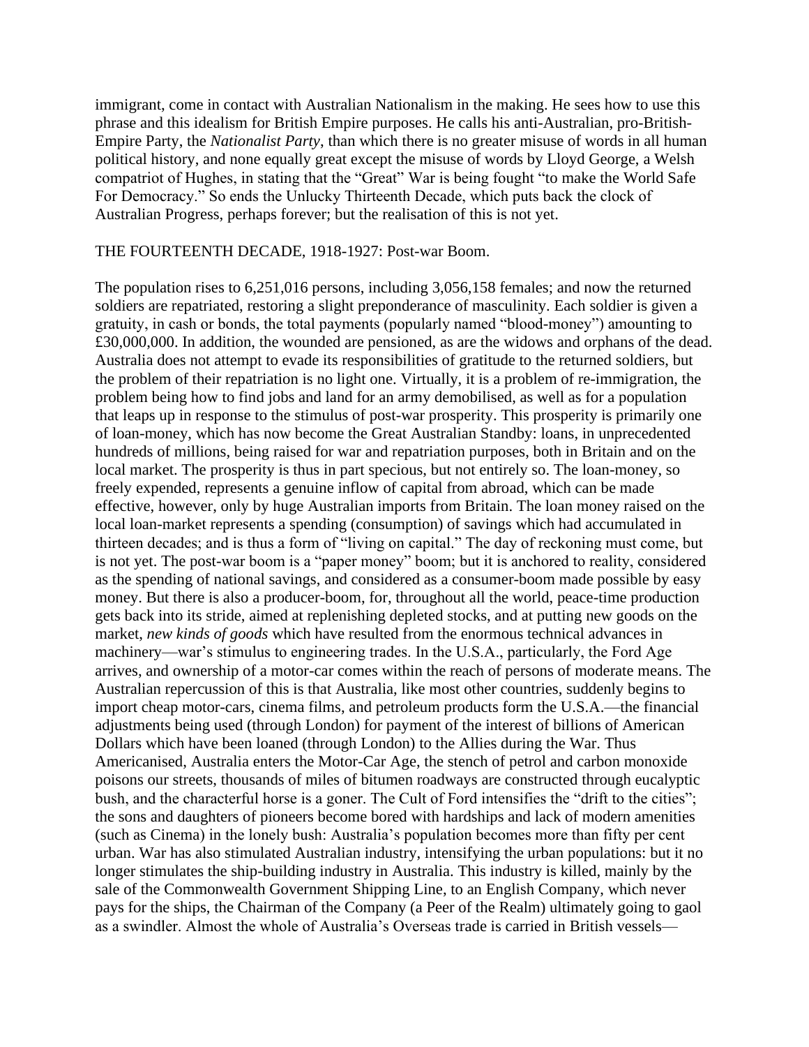immigrant, come in contact with Australian Nationalism in the making. He sees how to use this phrase and this idealism for British Empire purposes. He calls his anti-Australian, pro-British-Empire Party, the *Nationalist Party*, than which there is no greater misuse of words in all human political history, and none equally great except the misuse of words by Lloyd George, a Welsh compatriot of Hughes, in stating that the "Great" War is being fought "to make the World Safe For Democracy." So ends the Unlucky Thirteenth Decade, which puts back the clock of Australian Progress, perhaps forever; but the realisation of this is not yet.

THE FOURTEENTH DECADE, 1918-1927: Post-war Boom.

The population rises to 6,251,016 persons, including 3,056,158 females; and now the returned soldiers are repatriated, restoring a slight preponderance of masculinity. Each soldier is given a gratuity, in cash or bonds, the total payments (popularly named "blood-money") amounting to £30,000,000. In addition, the wounded are pensioned, as are the widows and orphans of the dead. Australia does not attempt to evade its responsibilities of gratitude to the returned soldiers, but the problem of their repatriation is no light one. Virtually, it is a problem of re-immigration, the problem being how to find jobs and land for an army demobilised, as well as for a population that leaps up in response to the stimulus of post-war prosperity. This prosperity is primarily one of loan-money, which has now become the Great Australian Standby: loans, in unprecedented hundreds of millions, being raised for war and repatriation purposes, both in Britain and on the local market. The prosperity is thus in part specious, but not entirely so. The loan-money, so freely expended, represents a genuine inflow of capital from abroad, which can be made effective, however, only by huge Australian imports from Britain. The loan money raised on the local loan-market represents a spending (consumption) of savings which had accumulated in thirteen decades; and is thus a form of "living on capital." The day of reckoning must come, but is not yet. The post-war boom is a "paper money" boom; but it is anchored to reality, considered as the spending of national savings, and considered as a consumer-boom made possible by easy money. But there is also a producer-boom, for, throughout all the world, peace-time production gets back into its stride, aimed at replenishing depleted stocks, and at putting new goods on the market, *new kinds of goods* which have resulted from the enormous technical advances in machinery—war's stimulus to engineering trades. In the U.S.A., particularly, the Ford Age arrives, and ownership of a motor-car comes within the reach of persons of moderate means. The Australian repercussion of this is that Australia, like most other countries, suddenly begins to import cheap motor-cars, cinema films, and petroleum products form the U.S.A.—the financial adjustments being used (through London) for payment of the interest of billions of American Dollars which have been loaned (through London) to the Allies during the War. Thus Americanised, Australia enters the Motor-Car Age, the stench of petrol and carbon monoxide poisons our streets, thousands of miles of bitumen roadways are constructed through eucalyptic bush, and the characterful horse is a goner. The Cult of Ford intensifies the "drift to the cities"; the sons and daughters of pioneers become bored with hardships and lack of modern amenities (such as Cinema) in the lonely bush: Australia's population becomes more than fifty per cent urban. War has also stimulated Australian industry, intensifying the urban populations: but it no longer stimulates the ship-building industry in Australia. This industry is killed, mainly by the sale of the Commonwealth Government Shipping Line, to an English Company, which never pays for the ships, the Chairman of the Company (a Peer of the Realm) ultimately going to gaol as a swindler. Almost the whole of Australia's Overseas trade is carried in British vessels—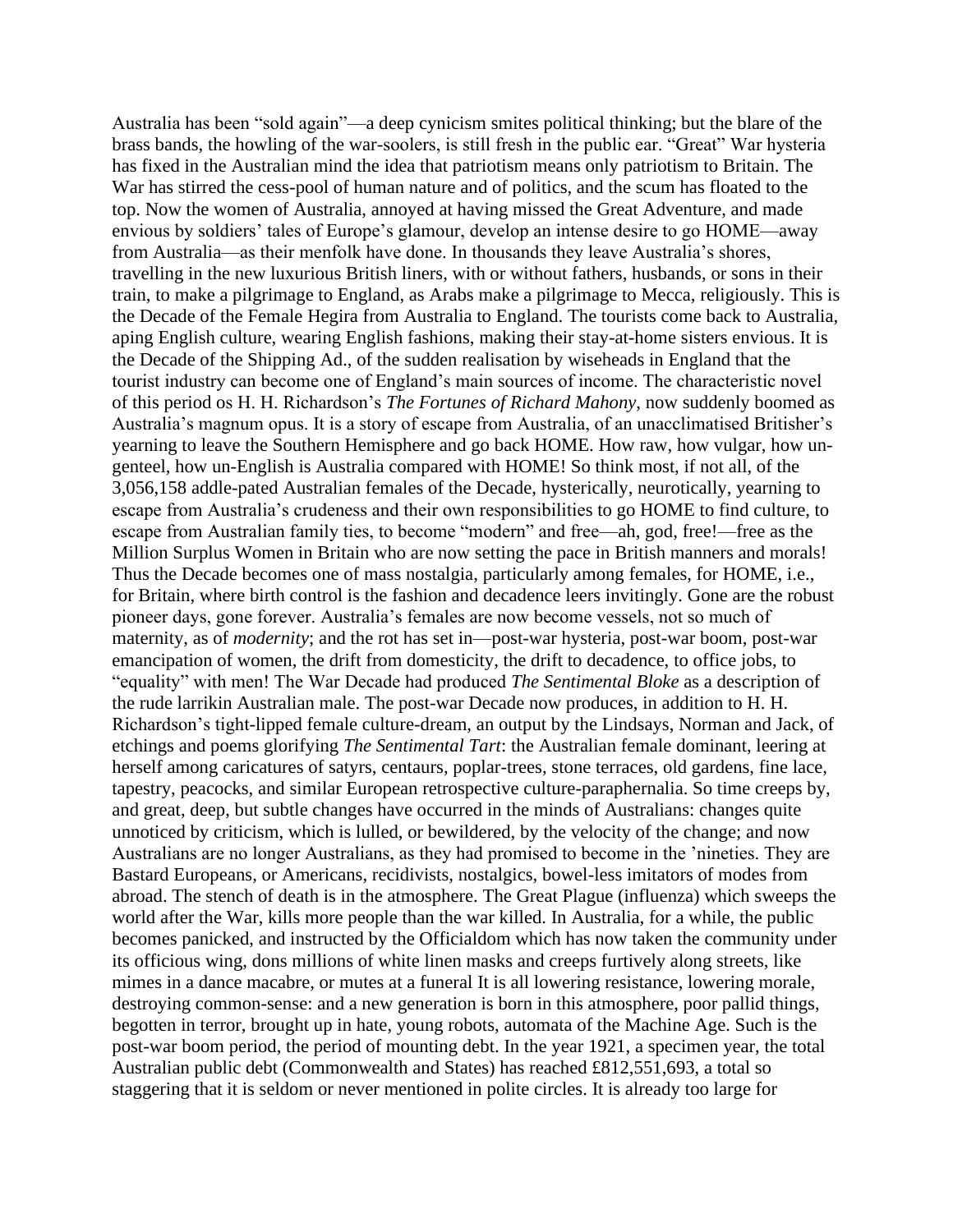Australia has been "sold again"—a deep cynicism smites political thinking; but the blare of the brass bands, the howling of the war-soolers, is still fresh in the public ear. "Great" War hysteria has fixed in the Australian mind the idea that patriotism means only patriotism to Britain. The War has stirred the cess-pool of human nature and of politics, and the scum has floated to the top. Now the women of Australia, annoyed at having missed the Great Adventure, and made envious by soldiers' tales of Europe's glamour, develop an intense desire to go HOME—away from Australia—as their menfolk have done. In thousands they leave Australia's shores, travelling in the new luxurious British liners, with or without fathers, husbands, or sons in their train, to make a pilgrimage to England, as Arabs make a pilgrimage to Mecca, religiously. This is the Decade of the Female Hegira from Australia to England. The tourists come back to Australia, aping English culture, wearing English fashions, making their stay-at-home sisters envious. It is the Decade of the Shipping Ad., of the sudden realisation by wiseheads in England that the tourist industry can become one of England's main sources of income. The characteristic novel of this period os H. H. Richardson's *The Fortunes of Richard Mahony*, now suddenly boomed as Australia's magnum opus. It is a story of escape from Australia, of an unacclimatised Britisher's yearning to leave the Southern Hemisphere and go back HOME. How raw, how vulgar, how un-genteel, how un-English is Australia compared with HOME! So think most, if not all, of the 3,056,158 addle-pated Australian females of the Decade, hysterically, neurotically, yearning to escape from Australia's crudeness and their own responsibilities to go HOME to find culture, to escape from Australian family ties, to become "modern" and free—ah, god, free!—free as the Million Surplus Women in Britain who are now setting the pace in British manners and morals! Thus the Decade becomes one of mass nostalgia, particularly among females, for HOME, i.e., for Britain, where birth control is the fashion and decadence leers invitingly. Gone are the robust pioneer days, gone forever. Australia's females are now become vessels, not so much of maternity, as of *modernity*; and the rot has set in—post-war hysteria, post-war boom, post-war emancipation of women, the drift from domesticity, the drift to decadence, to office jobs, to "equality" with men! The War Decade had produced *The Sentimental Bloke* as a description of the rude larrikin Australian male. The post-war Decade now produces, in addition to H. H. Richardson's tight-lipped female culture-dream, an output by the Lindsays, Norman and Jack, of etchings and poems glorifying *The Sentimental Tart*: the Australian female dominant, leering at herself among caricatures of satyrs, centaurs, poplar-trees, stone terraces, old gardens, fine lace, tapestry, peacocks, and similar European retrospective culture-paraphernalia. So time creeps by, and great, deep, but subtle changes have occurred in the minds of Australians: changes quite unnoticed by criticism, which is lulled, or bewildered, by the velocity of the change; and now Australians are no longer Australians, as they had promised to become in the 'nineties. They are Bastard Europeans, or Americans, recidivists, nostalgics, bowel-less imitators of modes from abroad. The stench of death is in the atmosphere. The Great Plague (influenza) which sweeps the world after the War, kills more people than the war killed. In Australia, for a while, the public becomes panicked, and instructed by the Officialdom which has now taken the community under its officious wing, dons millions of white linen masks and creeps furtively along streets, like mimes in a dance macabre, or mutes at a funeral It is all lowering resistance, lowering morale, destroying common-sense: and a new generation is born in this atmosphere, poor pallid things, begotten in terror, brought up in hate, young robots, automata of the Machine Age. Such is the post-war boom period, the period of mounting debt. In the year 1921, a specimen year, the total Australian public debt (Commonwealth and States) has reached £812,551,693, a total so staggering that it is seldom or never mentioned in polite circles. It is already too large for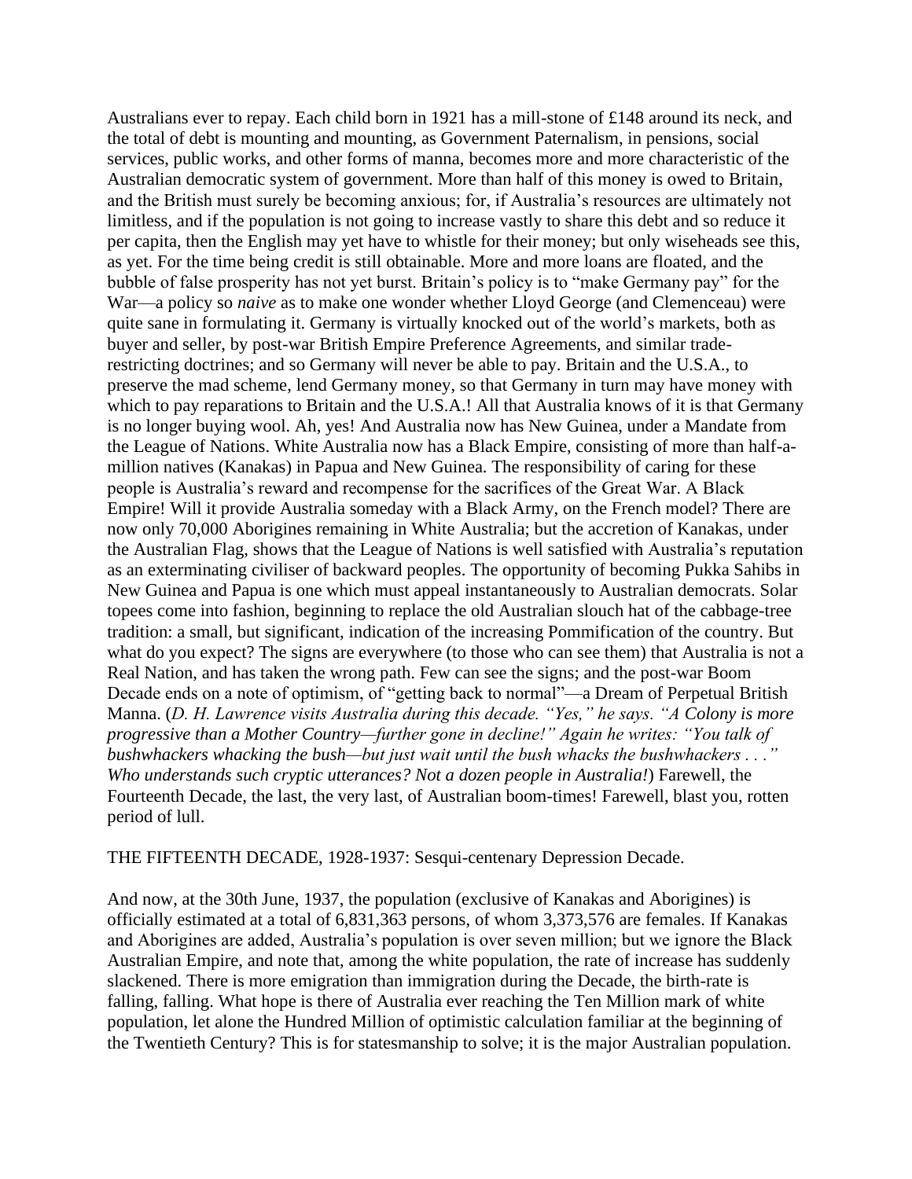Australians ever to repay. Each child born in 1921 has a mill-stone of £148 around its neck, and the total of debt is mounting and mounting, as Government Paternalism, in pensions, social services, public works, and other forms of manna, becomes more and more characteristic of the Australian democratic system of government. More than half of this money is owed to Britain, and the British must surely be becoming anxious; for, if Australia's resources are ultimately not limitless, and if the population is not going to increase vastly to share this debt and so reduce it per capita, then the English may yet have to whistle for their money; but only wiseheads see this, as yet. For the time being credit is still obtainable. More and more loans are floated, and the bubble of false prosperity has not yet burst. Britain's policy is to "make Germany pay" for the War—a policy so *naive* as to make one wonder whether Lloyd George (and Clemenceau) were quite sane in formulating it. Germany is virtually knocked out of the world's markets, both as buyer and seller, by post-war British Empire Preference Agreements, and similar trade-restricting doctrines; and so Germany will never be able to pay. Britain and the U.S.A., to preserve the mad scheme, lend Germany money, so that Germany in turn may have money with which to pay reparations to Britain and the U.S.A.! All that Australia knows of it is that Germany is no longer buying wool. Ah, yes! And Australia now has New Guinea, under a Mandate from the League of Nations. White Australia now has a Black Empire, consisting of more than half-a-million natives (Kanakas) in Papua and New Guinea. The responsibility of caring for these people is Australia's reward and recompense for the sacrifices of the Great War. A Black Empire! Will it provide Australia someday with a Black Army, on the French model? There are now only 70,000 Aborigines remaining in White Australia; but the accretion of Kanakas, under the Australian Flag, shows that the League of Nations is well satisfied with Australia's reputation as an exterminating civiliser of backward peoples. The opportunity of becoming Pukka Sahibs in New Guinea and Papua is one which must appeal instantaneously to Australian democrats. Solar topees come into fashion, beginning to replace the old Australian slouch hat of the cabbage-tree tradition: a small, but significant, indication of the increasing Pommification of the country. But what do you expect? The signs are everywhere (to those who can see them) that Australia is not a Real Nation, and has taken the wrong path. Few can see the signs; and the post-war Boom Decade ends on a note of optimism, of "getting back to normal"—a Dream of Perpetual British Manna. (*D. H. Lawrence visits Australia during this decade. "Yes," he says. "A Colony is more progressive than a Mother Country—further gone in decline!" Again he writes: "You talk of bushwhackers whacking the bush—but just wait until the bush whacks the bushwhackers . . ." Who understands such cryptic utterances? Not a dozen people in Australia!*) Farewell, the Fourteenth Decade, the last, the very last, of Australian boom-times! Farewell, blast you, rotten period of lull.

THE FIFTEENTH DECADE, 1928-1937: Sesqui-centenary Depression Decade.

And now, at the 30th June, 1937, the population (exclusive of Kanakas and Aborigines) is officially estimated at a total of 6,831,363 persons, of whom 3,373,576 are females. If Kanakas and Aborigines are added, Australia's population is over seven million; but we ignore the Black Australian Empire, and note that, among the white population, the rate of increase has suddenly slackened. There is more emigration than immigration during the Decade, the birth-rate is falling, falling. What hope is there of Australia ever reaching the Ten Million mark of white population, let alone the Hundred Million of optimistic calculation familiar at the beginning of the Twentieth Century? This is for statesmanship to solve; it is the major Australian population.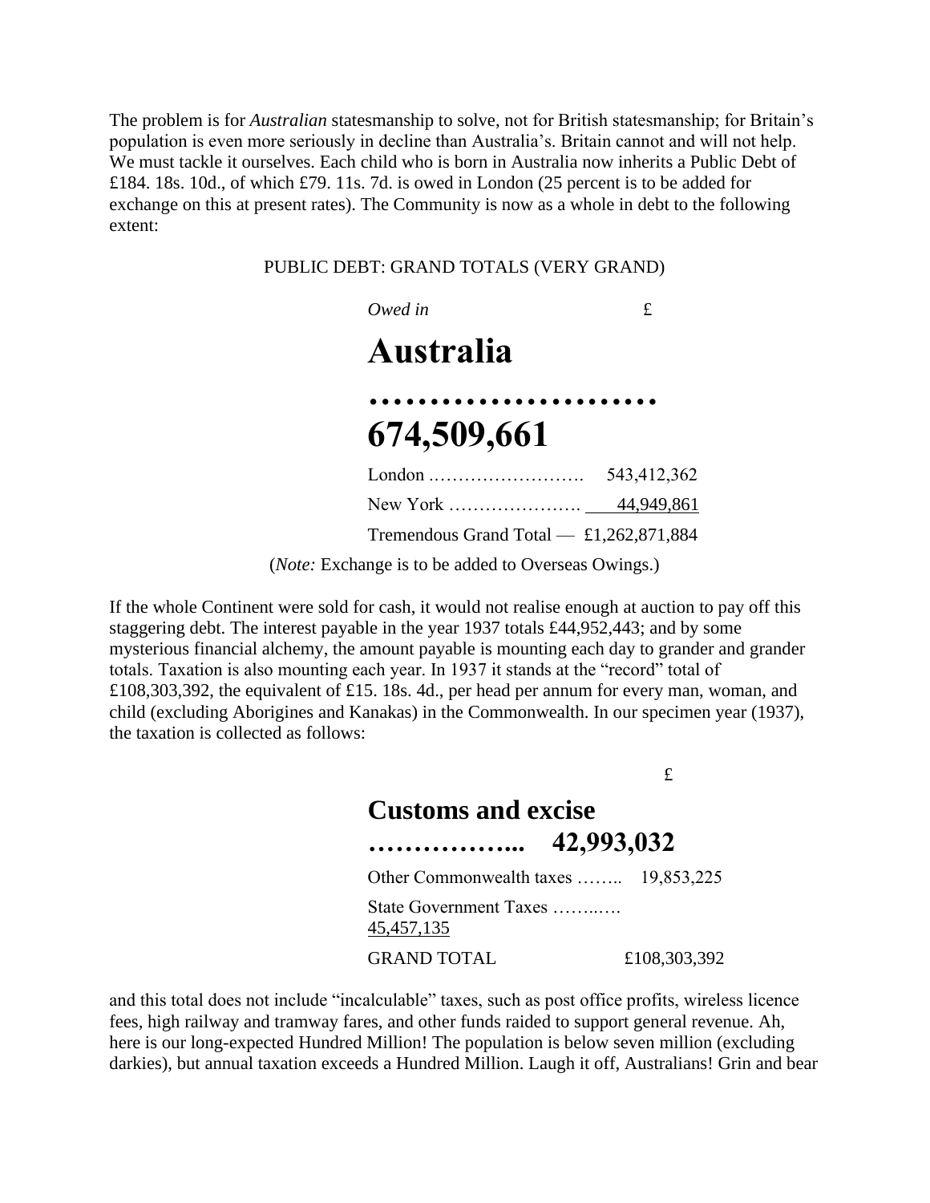The problem is for *Australian* statesmanship to solve, not for British statesmanship; for Britain's population is even more seriously in decline than Australia's. Britain cannot and will not help. We must tackle it ourselves. Each child who is born in Australia now inherits a Public Debt of £184. 18s. 10d., of which £79. 11s. 7d. is owed in London (25 percent is to be added for exchange on this at present rates). The Community is now as a whole in debt to the following extent:

PUBLIC DEBT: GRAND TOTALS (VERY GRAND)

| *Owed in* | £ |
|---|---|
| Australia …………………… | 674,509,661 |
| London ……………………. | 543,412,362 |
| New York …………………. | 44,949,861 |
| Tremendous Grand Total — | £1,262,871,884 |

(*Note:* Exchange is to be added to Overseas Owings.)

If the whole Continent were sold for cash, it would not realise enough at auction to pay off this staggering debt. The interest payable in the year 1937 totals £44,952,443; and by some mysterious financial alchemy, the amount payable is mounting each day to grander and grander totals. Taxation is also mounting each year. In 1937 it stands at the "record" total of £108,303,392, the equivalent of £15. 18s. 4d., per head per annum for every man, woman, and child (excluding Aborigines and Kanakas) in the Commonwealth. In our specimen year (1937), the taxation is collected as follows:

| | £ |
|---|---|
| Customs and excise …………….. | 42,993,032 |
| Other Commonwealth taxes …….. | 19,853,225 |
| State Government Taxes ……..…. | 45,457,135 |
| GRAND TOTAL | £108,303,392 |

and this total does not include "incalculable" taxes, such as post office profits, wireless licence fees, high railway and tramway fares, and other funds raided to support general revenue. Ah, here is our long-expected Hundred Million! The population is below seven million (excluding darkies), but annual taxation exceeds a Hundred Million. Laugh it off, Australians! Grin and bear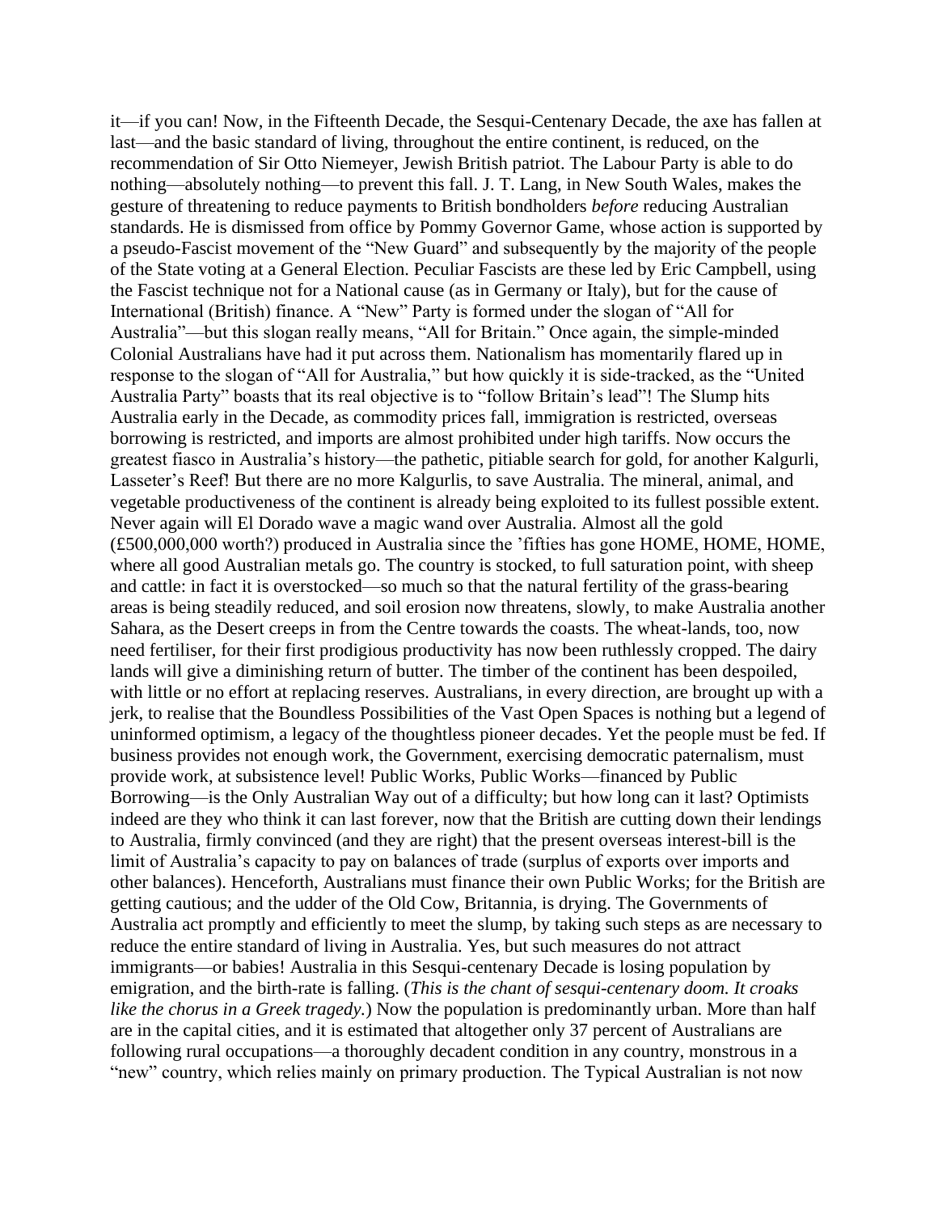it—if you can! Now, in the Fifteenth Decade, the Sesqui-Centenary Decade, the axe has fallen at last—and the basic standard of living, throughout the entire continent, is reduced, on the recommendation of Sir Otto Niemeyer, Jewish British patriot. The Labour Party is able to do nothing—absolutely nothing—to prevent this fall. J. T. Lang, in New South Wales, makes the gesture of threatening to reduce payments to British bondholders *before* reducing Australian standards. He is dismissed from office by Pommy Governor Game, whose action is supported by a pseudo-Fascist movement of the "New Guard" and subsequently by the majority of the people of the State voting at a General Election. Peculiar Fascists are these led by Eric Campbell, using the Fascist technique not for a National cause (as in Germany or Italy), but for the cause of International (British) finance. A "New" Party is formed under the slogan of "All for Australia"—but this slogan really means, "All for Britain." Once again, the simple-minded Colonial Australians have had it put across them. Nationalism has momentarily flared up in response to the slogan of "All for Australia," but how quickly it is side-tracked, as the "United Australia Party" boasts that its real objective is to "follow Britain's lead"! The Slump hits Australia early in the Decade, as commodity prices fall, immigration is restricted, overseas borrowing is restricted, and imports are almost prohibited under high tariffs. Now occurs the greatest fiasco in Australia's history—the pathetic, pitiable search for gold, for another Kalgurli, Lasseter's Reef! But there are no more Kalgurlis, to save Australia. The mineral, animal, and vegetable productiveness of the continent is already being exploited to its fullest possible extent. Never again will El Dorado wave a magic wand over Australia. Almost all the gold (£500,000,000 worth?) produced in Australia since the 'fifties has gone HOME, HOME, HOME, where all good Australian metals go. The country is stocked, to full saturation point, with sheep and cattle: in fact it is overstocked—so much so that the natural fertility of the grass-bearing areas is being steadily reduced, and soil erosion now threatens, slowly, to make Australia another Sahara, as the Desert creeps in from the Centre towards the coasts. The wheat-lands, too, now need fertiliser, for their first prodigious productivity has now been ruthlessly cropped. The dairy lands will give a diminishing return of butter. The timber of the continent has been despoiled, with little or no effort at replacing reserves. Australians, in every direction, are brought up with a jerk, to realise that the Boundless Possibilities of the Vast Open Spaces is nothing but a legend of uninformed optimism, a legacy of the thoughtless pioneer decades. Yet the people must be fed. If business provides not enough work, the Government, exercising democratic paternalism, must provide work, at subsistence level! Public Works, Public Works—financed by Public Borrowing—is the Only Australian Way out of a difficulty; but how long can it last? Optimists indeed are they who think it can last forever, now that the British are cutting down their lendings to Australia, firmly convinced (and they are right) that the present overseas interest-bill is the limit of Australia's capacity to pay on balances of trade (surplus of exports over imports and other balances). Henceforth, Australians must finance their own Public Works; for the British are getting cautious; and the udder of the Old Cow, Britannia, is drying. The Governments of Australia act promptly and efficiently to meet the slump, by taking such steps as are necessary to reduce the entire standard of living in Australia. Yes, but such measures do not attract immigrants—or babies! Australia in this Sesqui-centenary Decade is losing population by emigration, and the birth-rate is falling. (*This is the chant of sesqui-centenary doom. It croaks like the chorus in a Greek tragedy.*) Now the population is predominantly urban. More than half are in the capital cities, and it is estimated that altogether only 37 percent of Australians are following rural occupations—a thoroughly decadent condition in any country, monstrous in a "new" country, which relies mainly on primary production. The Typical Australian is not now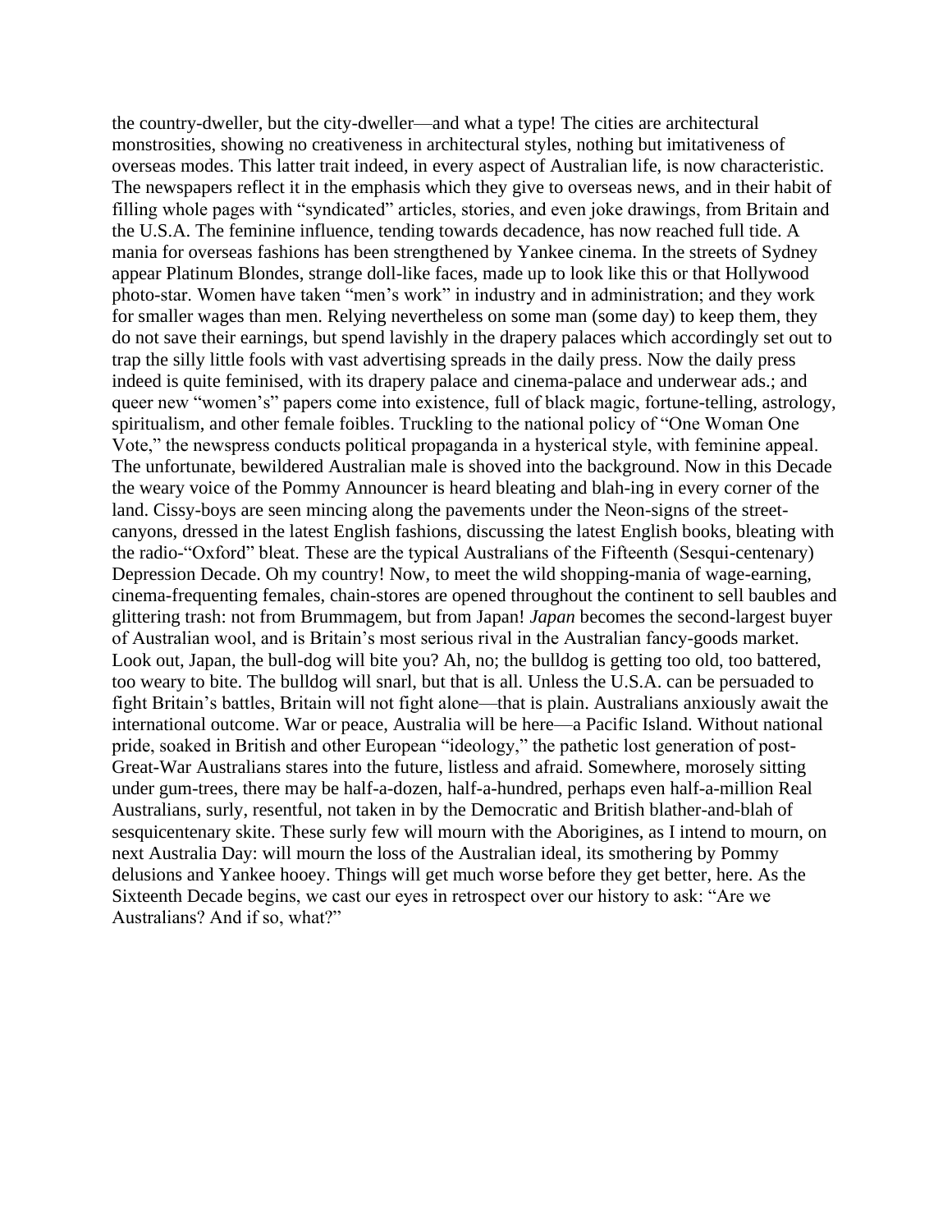the country-dweller, but the city-dweller—and what a type! The cities are architectural monstrosities, showing no creativeness in architectural styles, nothing but imitativeness of overseas modes. This latter trait indeed, in every aspect of Australian life, is now characteristic. The newspapers reflect it in the emphasis which they give to overseas news, and in their habit of filling whole pages with "syndicated" articles, stories, and even joke drawings, from Britain and the U.S.A. The feminine influence, tending towards decadence, has now reached full tide. A mania for overseas fashions has been strengthened by Yankee cinema. In the streets of Sydney appear Platinum Blondes, strange doll-like faces, made up to look like this or that Hollywood photo-star. Women have taken "men's work" in industry and in administration; and they work for smaller wages than men. Relying nevertheless on some man (some day) to keep them, they do not save their earnings, but spend lavishly in the drapery palaces which accordingly set out to trap the silly little fools with vast advertising spreads in the daily press. Now the daily press indeed is quite feminised, with its drapery palace and cinema-palace and underwear ads.; and queer new "women's" papers come into existence, full of black magic, fortune-telling, astrology, spiritualism, and other female foibles. Truckling to the national policy of "One Woman One Vote," the newspress conducts political propaganda in a hysterical style, with feminine appeal. The unfortunate, bewildered Australian male is shoved into the background. Now in this Decade the weary voice of the Pommy Announcer is heard bleating and blah-ing in every corner of the land. Cissy-boys are seen mincing along the pavements under the Neon-signs of the street-canyons, dressed in the latest English fashions, discussing the latest English books, bleating with the radio-"Oxford" bleat. These are the typical Australians of the Fifteenth (Sesqui-centenary) Depression Decade. Oh my country! Now, to meet the wild shopping-mania of wage-earning, cinema-frequenting females, chain-stores are opened throughout the continent to sell baubles and glittering trash: not from Brummagem, but from Japan! *Japan* becomes the second-largest buyer of Australian wool, and is Britain's most serious rival in the Australian fancy-goods market. Look out, Japan, the bull-dog will bite you? Ah, no; the bulldog is getting too old, too battered, too weary to bite. The bulldog will snarl, but that is all. Unless the U.S.A. can be persuaded to fight Britain's battles, Britain will not fight alone—that is plain. Australians anxiously await the international outcome. War or peace, Australia will be here—a Pacific Island. Without national pride, soaked in British and other European "ideology," the pathetic lost generation of post-Great-War Australians stares into the future, listless and afraid. Somewhere, morosely sitting under gum-trees, there may be half-a-dozen, half-a-hundred, perhaps even half-a-million Real Australians, surly, resentful, not taken in by the Democratic and British blather-and-blah of sesquicentenary skite. These surly few will mourn with the Aborigines, as I intend to mourn, on next Australia Day: will mourn the loss of the Australian ideal, its smothering by Pommy delusions and Yankee hooey. Things will get much worse before they get better, here. As the Sixteenth Decade begins, we cast our eyes in retrospect over our history to ask: "Are we Australians? And if so, what?"